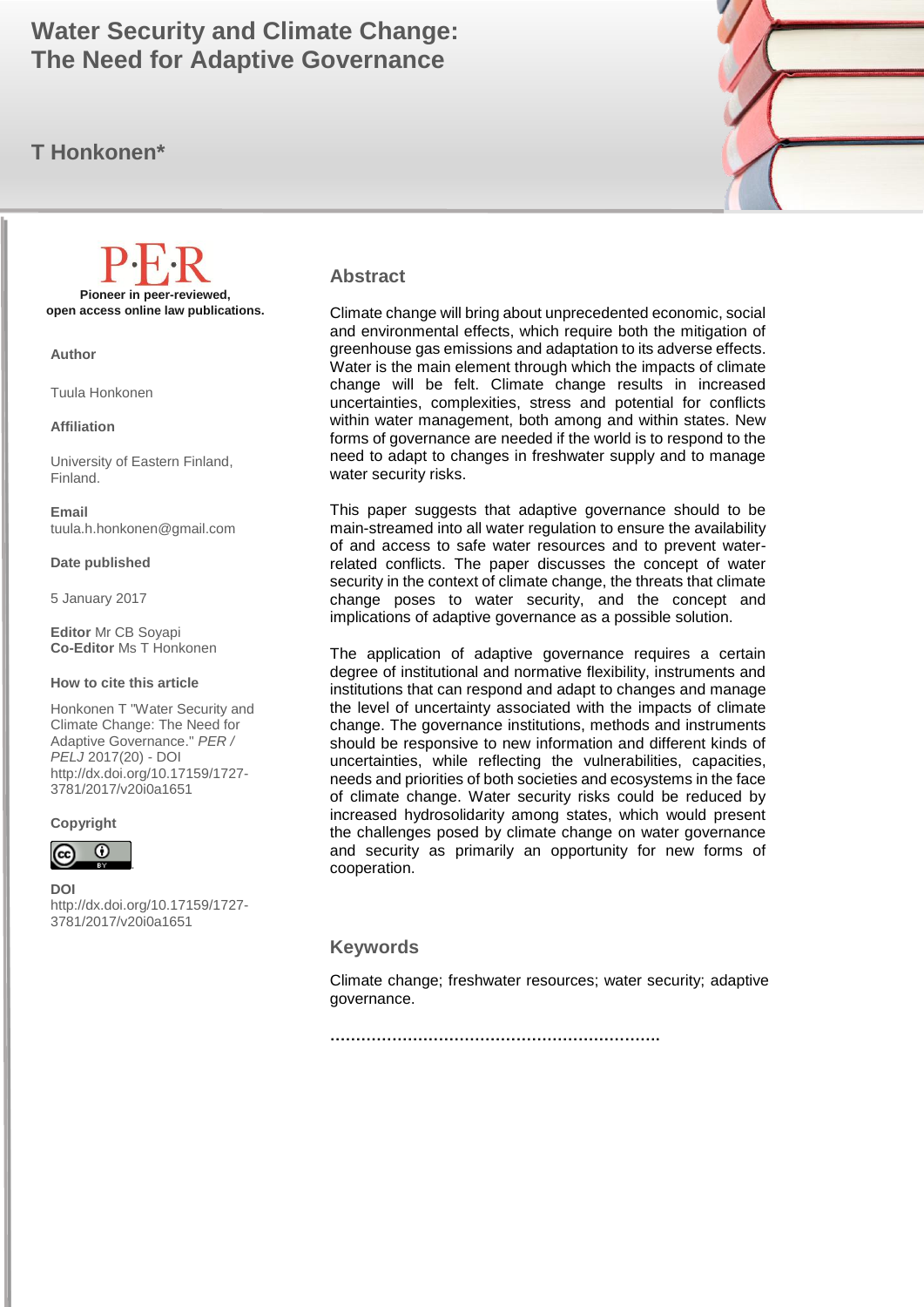# Water Security and Climate Change: The Need for Adaptive Governance

## T Honkonen*

**Pioneer in peer-reviewed, open access online law publications.**

**Author**

Tuula Honkonen

**Affiliation**

University of Eastern Finland, Finland.

**Email**
tuula.h.honkonen@gmail.com

**Date published**

5 January 2017

**Editor** Mr CB Soyapi
**Co-Editor** Ms T Honkonen

**How to cite this article**

Honkonen T "Water Security and Climate Change: The Need for Adaptive Governance." *PER / PELJ* 2017(20) - DOI http://dx.doi.org/10.17159/1727-3781/2017/v20i0a1651

**Copyright**

**DOI**
http://dx.doi.org/10.17159/1727-3781/2017/v20i0a1651

### Abstract

Climate change will bring about unprecedented economic, social and environmental effects, which require both the mitigation of greenhouse gas emissions and adaptation to its adverse effects. Water is the main element through which the impacts of climate change will be felt. Climate change results in increased uncertainties, complexities, stress and potential for conflicts within water management, both among and within states. New forms of governance are needed if the world is to respond to the need to adapt to changes in freshwater supply and to manage water security risks.

This paper suggests that adaptive governance should to be main-streamed into all water regulation to ensure the availability of and access to safe water resources and to prevent water-related conflicts. The paper discusses the concept of water security in the context of climate change, the threats that climate change poses to water security, and the concept and implications of adaptive governance as a possible solution.

The application of adaptive governance requires a certain degree of institutional and normative flexibility, instruments and institutions that can respond and adapt to changes and manage the level of uncertainty associated with the impacts of climate change. The governance institutions, methods and instruments should be responsive to new information and different kinds of uncertainties, while reflecting the vulnerabilities, capacities, needs and priorities of both societies and ecosystems in the face of climate change. Water security risks could be reduced by increased hydrosolidarity among states, which would present the challenges posed by climate change on water governance and security as primarily an opportunity for new forms of cooperation.

### Keywords

Climate change; freshwater resources; water security; adaptive governance.

……………………………………………………….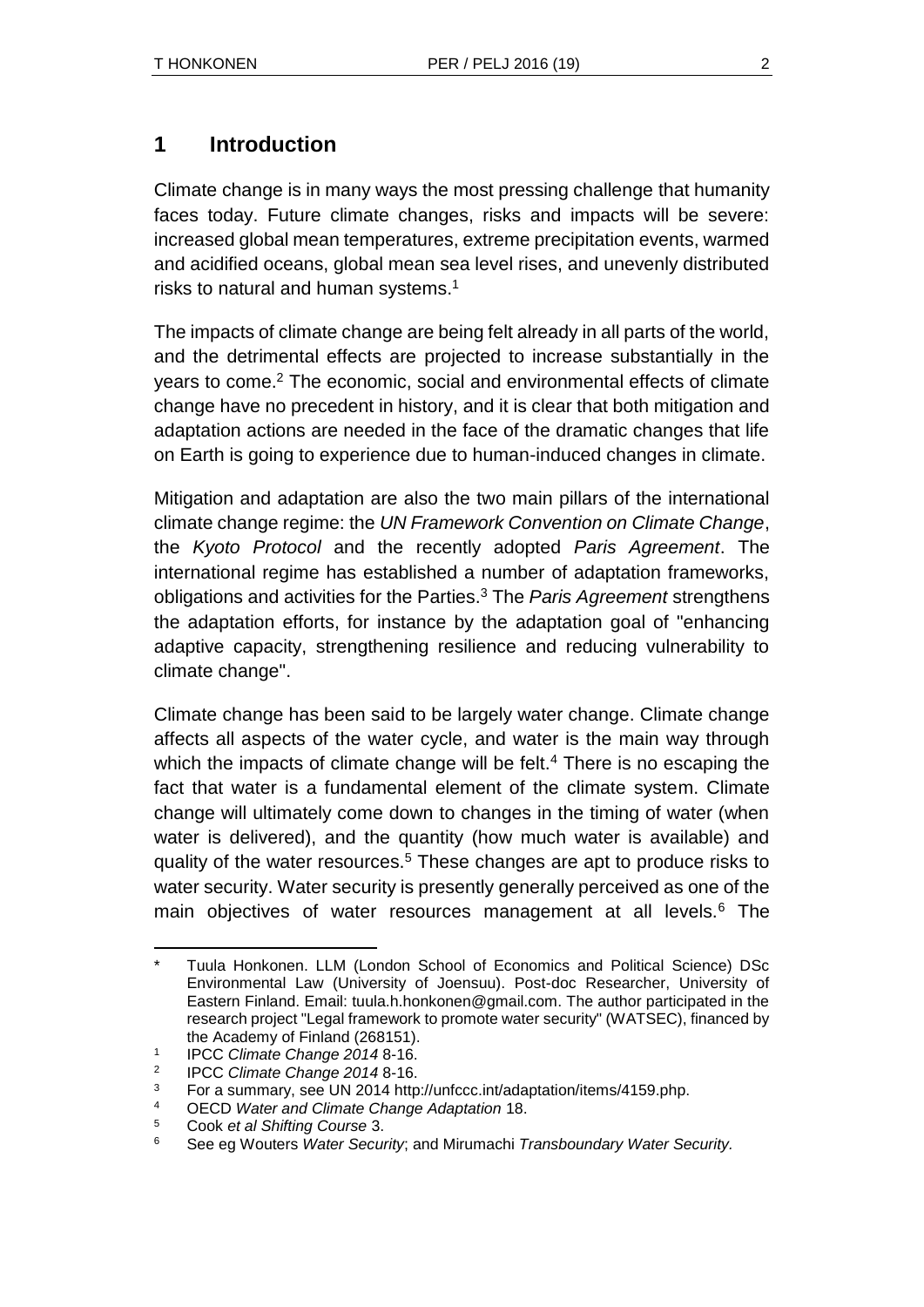## 1 Introduction

Climate change is in many ways the most pressing challenge that humanity faces today. Future climate changes, risks and impacts will be severe: increased global mean temperatures, extreme precipitation events, warmed and acidified oceans, global mean sea level rises, and unevenly distributed risks to natural and human systems.[1]

The impacts of climate change are being felt already in all parts of the world, and the detrimental effects are projected to increase substantially in the years to come.[2] The economic, social and environmental effects of climate change have no precedent in history, and it is clear that both mitigation and adaptation actions are needed in the face of the dramatic changes that life on Earth is going to experience due to human-induced changes in climate.

Mitigation and adaptation are also the two main pillars of the international climate change regime: the *UN Framework Convention on Climate Change*, the *Kyoto Protocol* and the recently adopted *Paris Agreement*. The international regime has established a number of adaptation frameworks, obligations and activities for the Parties.[3] The *Paris Agreement* strengthens the adaptation efforts, for instance by the adaptation goal of "enhancing adaptive capacity, strengthening resilience and reducing vulnerability to climate change".

Climate change has been said to be largely water change. Climate change affects all aspects of the water cycle, and water is the main way through which the impacts of climate change will be felt.[4] There is no escaping the fact that water is a fundamental element of the climate system. Climate change will ultimately come down to changes in the timing of water (when water is delivered), and the quantity (how much water is available) and quality of the water resources.[5] These changes are apt to produce risks to water security. Water security is presently generally perceived as one of the main objectives of water resources management at all levels.[6] The

---

\* Tuula Honkonen. LLM (London School of Economics and Political Science) DSc Environmental Law (University of Joensuu). Post-doc Researcher, University of Eastern Finland. Email: tuula.h.honkonen@gmail.com. The author participated in the research project "Legal framework to promote water security" (WATSEC), financed by the Academy of Finland (268151).

1 IPCC *Climate Change 2014* 8-16.

2 IPCC *Climate Change 2014* 8-16.

3 For a summary, see UN 2014 http://unfccc.int/adaptation/items/4159.php.

4 OECD *Water and Climate Change Adaptation* 18.

5 Cook *et al Shifting Course* 3.

6 See eg Wouters *Water Security*; and Mirumachi *Transboundary Water Security*.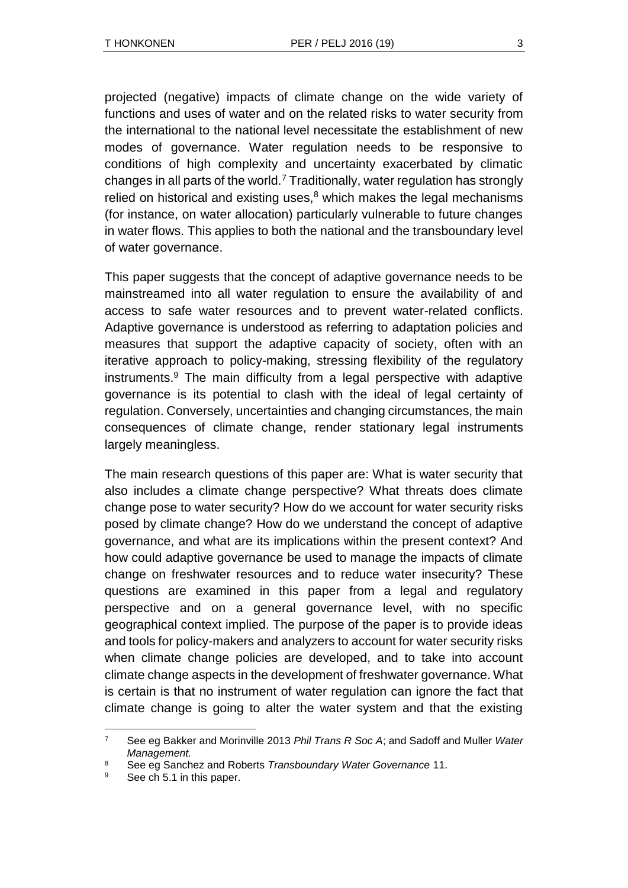projected (negative) impacts of climate change on the wide variety of functions and uses of water and on the related risks to water security from the international to the national level necessitate the establishment of new modes of governance. Water regulation needs to be responsive to conditions of high complexity and uncertainty exacerbated by climatic changes in all parts of the world.[7] Traditionally, water regulation has strongly relied on historical and existing uses,[8] which makes the legal mechanisms (for instance, on water allocation) particularly vulnerable to future changes in water flows. This applies to both the national and the transboundary level of water governance.

This paper suggests that the concept of adaptive governance needs to be mainstreamed into all water regulation to ensure the availability of and access to safe water resources and to prevent water-related conflicts. Adaptive governance is understood as referring to adaptation policies and measures that support the adaptive capacity of society, often with an iterative approach to policy-making, stressing flexibility of the regulatory instruments.[9] The main difficulty from a legal perspective with adaptive governance is its potential to clash with the ideal of legal certainty of regulation. Conversely, uncertainties and changing circumstances, the main consequences of climate change, render stationary legal instruments largely meaningless.

The main research questions of this paper are: What is water security that also includes a climate change perspective? What threats does climate change pose to water security? How do we account for water security risks posed by climate change? How do we understand the concept of adaptive governance, and what are its implications within the present context? And how could adaptive governance be used to manage the impacts of climate change on freshwater resources and to reduce water insecurity? These questions are examined in this paper from a legal and regulatory perspective and on a general governance level, with no specific geographical context implied. The purpose of the paper is to provide ideas and tools for policy-makers and analyzers to account for water security risks when climate change policies are developed, and to take into account climate change aspects in the development of freshwater governance. What is certain is that no instrument of water regulation can ignore the fact that climate change is going to alter the water system and that the existing

---

[7] See eg Bakker and Morinville 2013 *Phil Trans R Soc A*; and Sadoff and Muller *Water Management*.

[8] See eg Sanchez and Roberts *Transboundary Water Governance* 11.

[9] See ch 5.1 in this paper.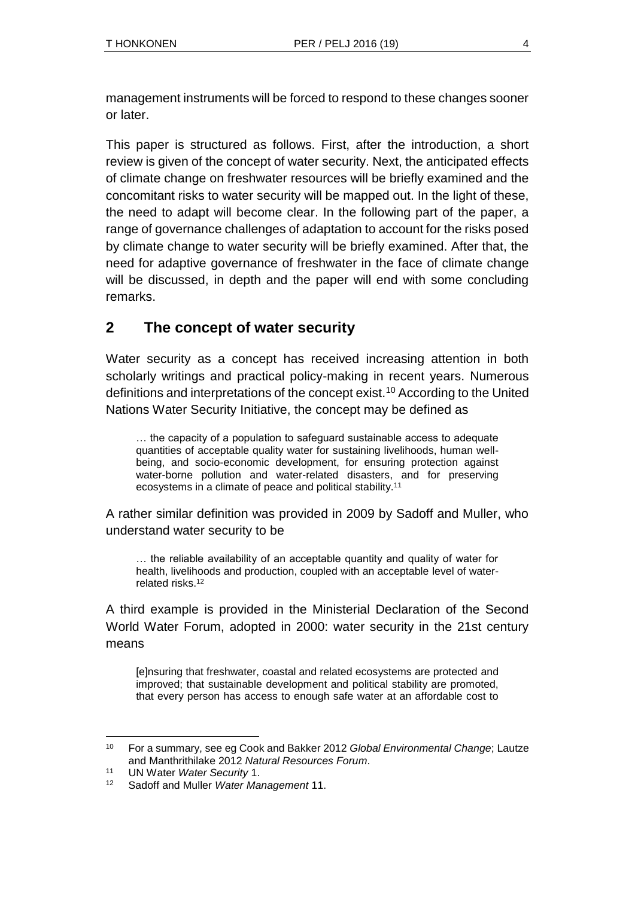management instruments will be forced to respond to these changes sooner or later.

This paper is structured as follows. First, after the introduction, a short review is given of the concept of water security. Next, the anticipated effects of climate change on freshwater resources will be briefly examined and the concomitant risks to water security will be mapped out. In the light of these, the need to adapt will become clear. In the following part of the paper, a range of governance challenges of adaptation to account for the risks posed by climate change to water security will be briefly examined. After that, the need for adaptive governance of freshwater in the face of climate change will be discussed, in depth and the paper will end with some concluding remarks.

## 2 The concept of water security

Water security as a concept has received increasing attention in both scholarly writings and practical policy-making in recent years. Numerous definitions and interpretations of the concept exist.[10] According to the United Nations Water Security Initiative, the concept may be defined as

> … the capacity of a population to safeguard sustainable access to adequate quantities of acceptable quality water for sustaining livelihoods, human well-being, and socio-economic development, for ensuring protection against water-borne pollution and water-related disasters, and for preserving ecosystems in a climate of peace and political stability.[11]

A rather similar definition was provided in 2009 by Sadoff and Muller, who understand water security to be

> … the reliable availability of an acceptable quantity and quality of water for health, livelihoods and production, coupled with an acceptable level of water-related risks.[12]

A third example is provided in the Ministerial Declaration of the Second World Water Forum, adopted in 2000: water security in the 21st century means

> [e]nsuring that freshwater, coastal and related ecosystems are protected and improved; that sustainable development and political stability are promoted, that every person has access to enough safe water at an affordable cost to

---

[10] For a summary, see eg Cook and Bakker 2012 *Global Environmental Change*; Lautze and Manthrithilake 2012 *Natural Resources Forum*.

[11] UN Water *Water Security* 1.

[12] Sadoff and Muller *Water Management* 11.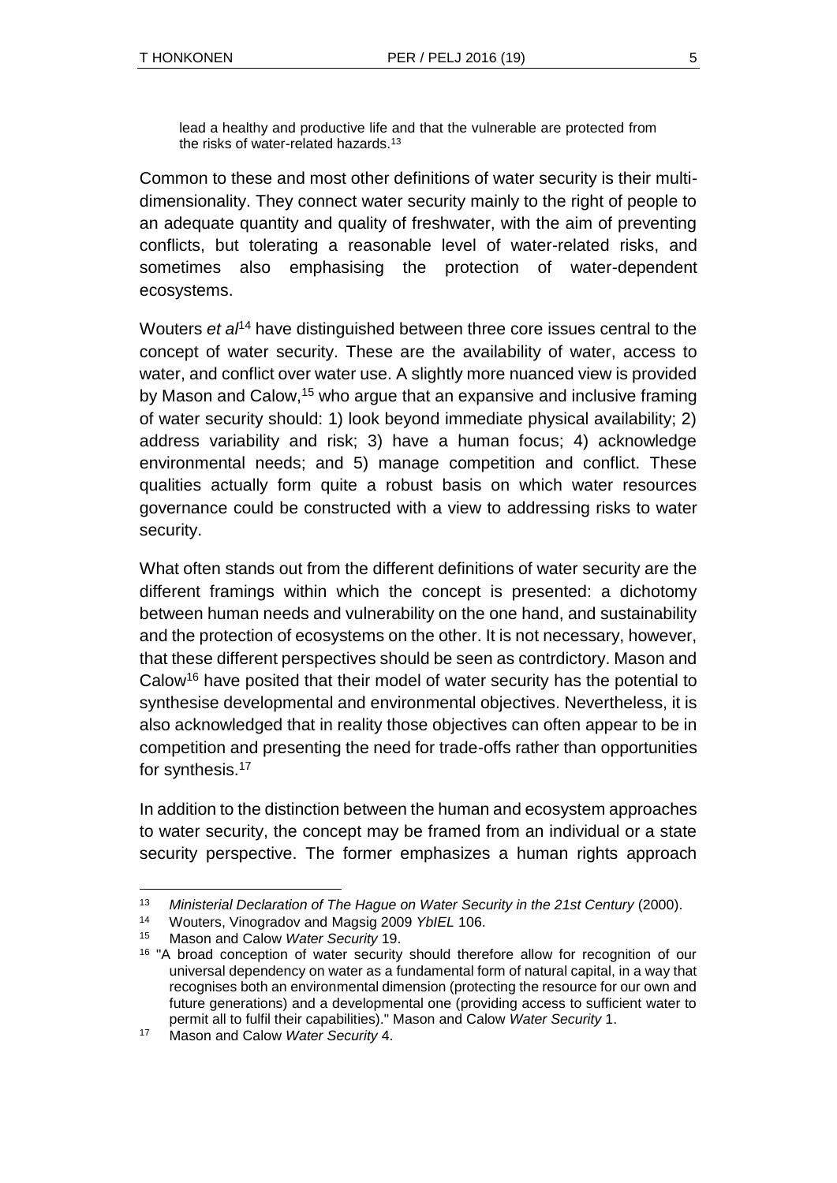> lead a healthy and productive life and that the vulnerable are protected from the risks of water-related hazards.[13]

Common to these and most other definitions of water security is their multi-dimensionality. They connect water security mainly to the right of people to an adequate quantity and quality of freshwater, with the aim of preventing conflicts, but tolerating a reasonable level of water-related risks, and sometimes also emphasising the protection of water-dependent ecosystems.

Wouters *et al*[14] have distinguished between three core issues central to the concept of water security. These are the availability of water, access to water, and conflict over water use. A slightly more nuanced view is provided by Mason and Calow,[15] who argue that an expansive and inclusive framing of water security should: 1) look beyond immediate physical availability; 2) address variability and risk; 3) have a human focus; 4) acknowledge environmental needs; and 5) manage competition and conflict. These qualities actually form quite a robust basis on which water resources governance could be constructed with a view to addressing risks to water security.

What often stands out from the different definitions of water security are the different framings within which the concept is presented: a dichotomy between human needs and vulnerability on the one hand, and sustainability and the protection of ecosystems on the other. It is not necessary, however, that these different perspectives should be seen as contrdictory. Mason and Calow[16] have posited that their model of water security has the potential to synthesise developmental and environmental objectives. Nevertheless, it is also acknowledged that in reality those objectives can often appear to be in competition and presenting the need for trade-offs rather than opportunities for synthesis.[17]

In addition to the distinction between the human and ecosystem approaches to water security, the concept may be framed from an individual or a state security perspective. The former emphasizes a human rights approach

---

[13] *Ministerial Declaration of The Hague on Water Security in the 21st Century* (2000).

[14] Wouters, Vinogradov and Magsig 2009 *YbIEL* 106.

[15] Mason and Calow *Water Security* 19.

[16] "A broad conception of water security should therefore allow for recognition of our universal dependency on water as a fundamental form of natural capital, in a way that recognises both an environmental dimension (protecting the resource for our own and future generations) and a developmental one (providing access to sufficient water to permit all to fulfil their capabilities)." Mason and Calow *Water Security* 1.

[17] Mason and Calow *Water Security* 4.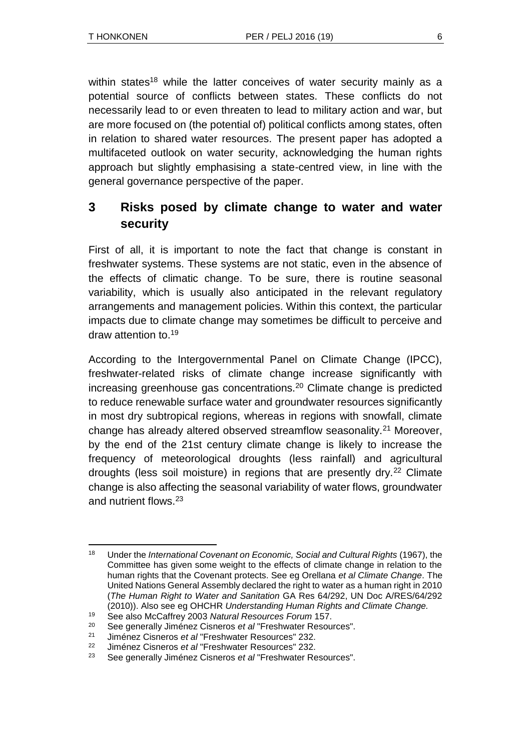within states[18] while the latter conceives of water security mainly as a potential source of conflicts between states. These conflicts do not necessarily lead to or even threaten to lead to military action and war, but are more focused on (the potential of) political conflicts among states, often in relation to shared water resources. The present paper has adopted a multifaceted outlook on water security, acknowledging the human rights approach but slightly emphasising a state-centred view, in line with the general governance perspective of the paper.

## 3 Risks posed by climate change to water and water security

First of all, it is important to note the fact that change is constant in freshwater systems. These systems are not static, even in the absence of the effects of climatic change. To be sure, there is routine seasonal variability, which is usually also anticipated in the relevant regulatory arrangements and management policies. Within this context, the particular impacts due to climate change may sometimes be difficult to perceive and draw attention to.[19]

According to the Intergovernmental Panel on Climate Change (IPCC), freshwater-related risks of climate change increase significantly with increasing greenhouse gas concentrations.[20] Climate change is predicted to reduce renewable surface water and groundwater resources significantly in most dry subtropical regions, whereas in regions with snowfall, climate change has already altered observed streamflow seasonality.[21] Moreover, by the end of the 21st century climate change is likely to increase the frequency of meteorological droughts (less rainfall) and agricultural droughts (less soil moisture) in regions that are presently dry.[22] Climate change is also affecting the seasonal variability of water flows, groundwater and nutrient flows.[23]

---

[18] Under the *International Covenant on Economic, Social and Cultural Rights* (1967), the Committee has given some weight to the effects of climate change in relation to the human rights that the Covenant protects. See eg Orellana *et al Climate Change*. The United Nations General Assembly declared the right to water as a human right in 2010 (*The Human Right to Water and Sanitation* GA Res 64/292, UN Doc A/RES/64/292 (2010)). Also see eg OHCHR *Understanding Human Rights and Climate Change.*

[19] See also McCaffrey 2003 *Natural Resources Forum* 157.

[20] See generally Jiménez Cisneros *et al* "Freshwater Resources".

[21] Jiménez Cisneros *et al* "Freshwater Resources" 232.

[22] Jiménez Cisneros *et al* "Freshwater Resources" 232.

[23] See generally Jiménez Cisneros *et al* "Freshwater Resources".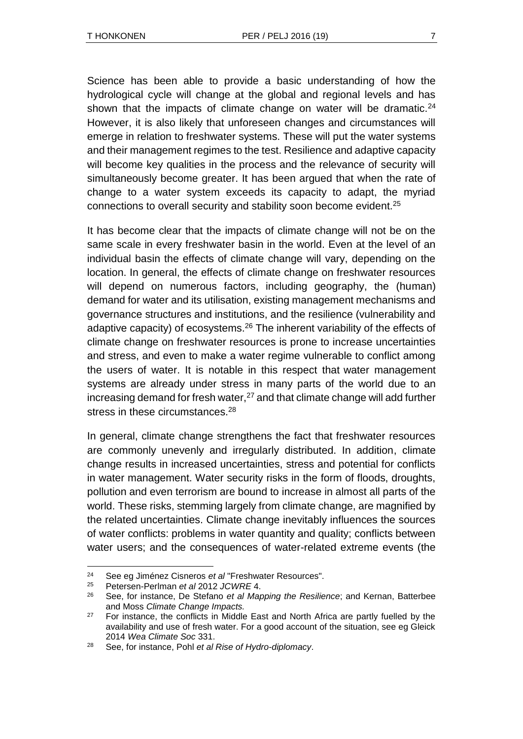Science has been able to provide a basic understanding of how the hydrological cycle will change at the global and regional levels and has shown that the impacts of climate change on water will be dramatic.[24] However, it is also likely that unforeseen changes and circumstances will emerge in relation to freshwater systems. These will put the water systems and their management regimes to the test. Resilience and adaptive capacity will become key qualities in the process and the relevance of security will simultaneously become greater. It has been argued that when the rate of change to a water system exceeds its capacity to adapt, the myriad connections to overall security and stability soon become evident.[25]

It has become clear that the impacts of climate change will not be on the same scale in every freshwater basin in the world. Even at the level of an individual basin the effects of climate change will vary, depending on the location. In general, the effects of climate change on freshwater resources will depend on numerous factors, including geography, the (human) demand for water and its utilisation, existing management mechanisms and governance structures and institutions, and the resilience (vulnerability and adaptive capacity) of ecosystems.[26] The inherent variability of the effects of climate change on freshwater resources is prone to increase uncertainties and stress, and even to make a water regime vulnerable to conflict among the users of water. It is notable in this respect that water management systems are already under stress in many parts of the world due to an increasing demand for fresh water,[27] and that climate change will add further stress in these circumstances.[28]

In general, climate change strengthens the fact that freshwater resources are commonly unevenly and irregularly distributed. In addition, climate change results in increased uncertainties, stress and potential for conflicts in water management. Water security risks in the form of floods, droughts, pollution and even terrorism are bound to increase in almost all parts of the world. These risks, stemming largely from climate change, are magnified by the related uncertainties. Climate change inevitably influences the sources of water conflicts: problems in water quantity and quality; conflicts between water users; and the consequences of water-related extreme events (the

---

[24] See eg Jiménez Cisneros *et al* "Freshwater Resources".

[25] Petersen-Perlman *et al* 2012 *JCWRE* 4.

[26] See, for instance, De Stefano *et al Mapping the Resilience*; and Kernan, Batterbee and Moss *Climate Change Impacts.*

[27] For instance, the conflicts in Middle East and North Africa are partly fuelled by the availability and use of fresh water. For a good account of the situation, see eg Gleick 2014 *Wea Climate Soc* 331.

[28] See, for instance, Pohl *et al Rise of Hydro-diplomacy*.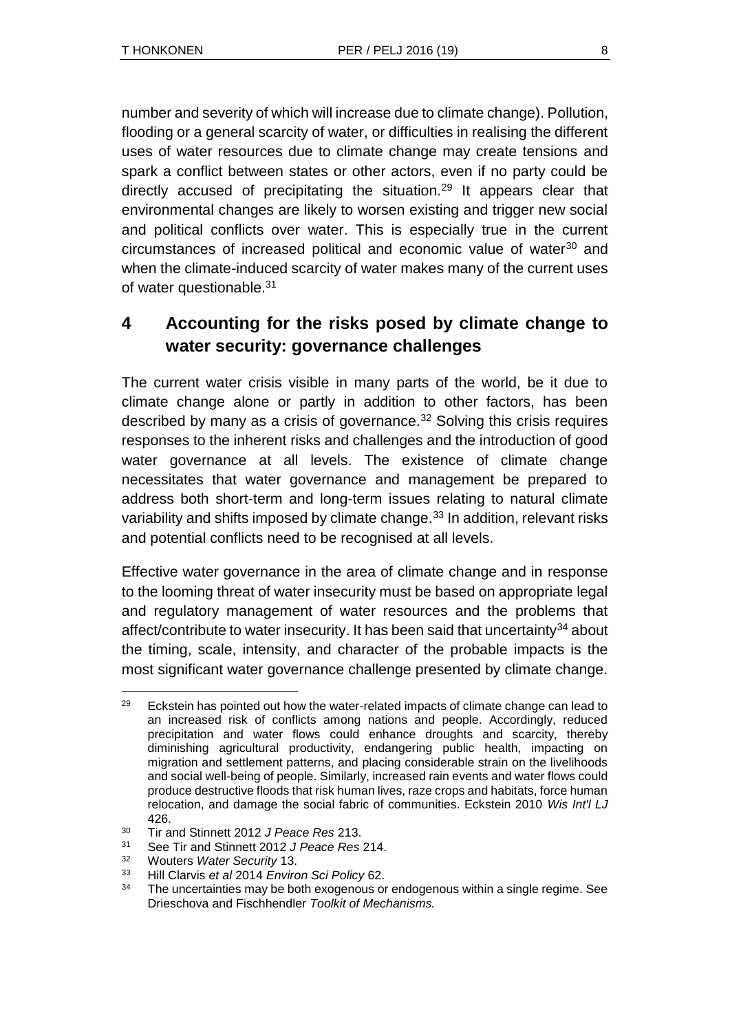number and severity of which will increase due to climate change). Pollution, flooding or a general scarcity of water, or difficulties in realising the different uses of water resources due to climate change may create tensions and spark a conflict between states or other actors, even if no party could be directly accused of precipitating the situation.[29] It appears clear that environmental changes are likely to worsen existing and trigger new social and political conflicts over water. This is especially true in the current circumstances of increased political and economic value of water[30] and when the climate-induced scarcity of water makes many of the current uses of water questionable.[31]

## 4 Accounting for the risks posed by climate change to water security: governance challenges

The current water crisis visible in many parts of the world, be it due to climate change alone or partly in addition to other factors, has been described by many as a crisis of governance.[32] Solving this crisis requires responses to the inherent risks and challenges and the introduction of good water governance at all levels. The existence of climate change necessitates that water governance and management be prepared to address both short-term and long-term issues relating to natural climate variability and shifts imposed by climate change.[33] In addition, relevant risks and potential conflicts need to be recognised at all levels.

Effective water governance in the area of climate change and in response to the looming threat of water insecurity must be based on appropriate legal and regulatory management of water resources and the problems that affect/contribute to water insecurity. It has been said that uncertainty[34] about the timing, scale, intensity, and character of the probable impacts is the most significant water governance challenge presented by climate change.

---

[29] Eckstein has pointed out how the water-related impacts of climate change can lead to an increased risk of conflicts among nations and people. Accordingly, reduced precipitation and water flows could enhance droughts and scarcity, thereby diminishing agricultural productivity, endangering public health, impacting on migration and settlement patterns, and placing considerable strain on the livelihoods and social well-being of people. Similarly, increased rain events and water flows could produce destructive floods that risk human lives, raze crops and habitats, force human relocation, and damage the social fabric of communities. Eckstein 2010 *Wis Int'l LJ* 426.

[30] Tir and Stinnett 2012 *J Peace Res* 213.

[31] See Tir and Stinnett 2012 *J Peace Res* 214.

[32] Wouters *Water Security* 13.

[33] Hill Clarvis *et al* 2014 *Environ Sci Policy* 62.

[34] The uncertainties may be both exogenous or endogenous within a single regime. See Drieschova and Fischhendler *Toolkit of Mechanisms.*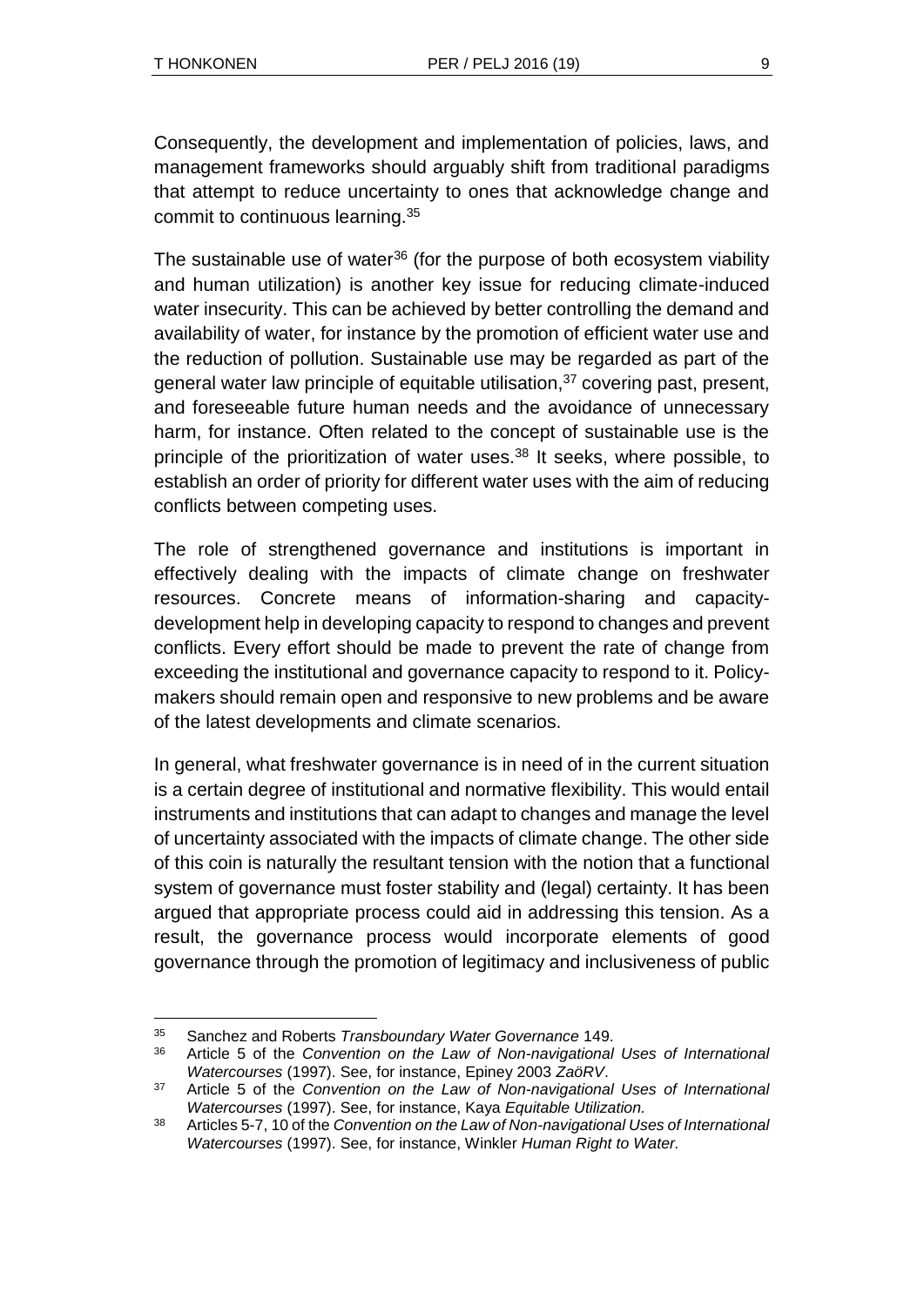Consequently, the development and implementation of policies, laws, and management frameworks should arguably shift from traditional paradigms that attempt to reduce uncertainty to ones that acknowledge change and commit to continuous learning.[35]

The sustainable use of water[36] (for the purpose of both ecosystem viability and human utilization) is another key issue for reducing climate-induced water insecurity. This can be achieved by better controlling the demand and availability of water, for instance by the promotion of efficient water use and the reduction of pollution. Sustainable use may be regarded as part of the general water law principle of equitable utilisation,[37] covering past, present, and foreseeable future human needs and the avoidance of unnecessary harm, for instance. Often related to the concept of sustainable use is the principle of the prioritization of water uses.[38] It seeks, where possible, to establish an order of priority for different water uses with the aim of reducing conflicts between competing uses.

The role of strengthened governance and institutions is important in effectively dealing with the impacts of climate change on freshwater resources. Concrete means of information-sharing and capacity-development help in developing capacity to respond to changes and prevent conflicts. Every effort should be made to prevent the rate of change from exceeding the institutional and governance capacity to respond to it. Policy-makers should remain open and responsive to new problems and be aware of the latest developments and climate scenarios.

In general, what freshwater governance is in need of in the current situation is a certain degree of institutional and normative flexibility. This would entail instruments and institutions that can adapt to changes and manage the level of uncertainty associated with the impacts of climate change. The other side of this coin is naturally the resultant tension with the notion that a functional system of governance must foster stability and (legal) certainty. It has been argued that appropriate process could aid in addressing this tension. As a result, the governance process would incorporate elements of good governance through the promotion of legitimacy and inclusiveness of public

---

[35] Sanchez and Roberts *Transboundary Water Governance* 149.

[36] Article 5 of the *Convention on the Law of Non-navigational Uses of International Watercourses* (1997). See, for instance, Epiney 2003 *ZaöRV*.

[37] Article 5 of the *Convention on the Law of Non-navigational Uses of International Watercourses* (1997). See, for instance, Kaya *Equitable Utilization.*

[38] Articles 5-7, 10 of the *Convention on the Law of Non-navigational Uses of International Watercourses* (1997). See, for instance, Winkler *Human Right to Water.*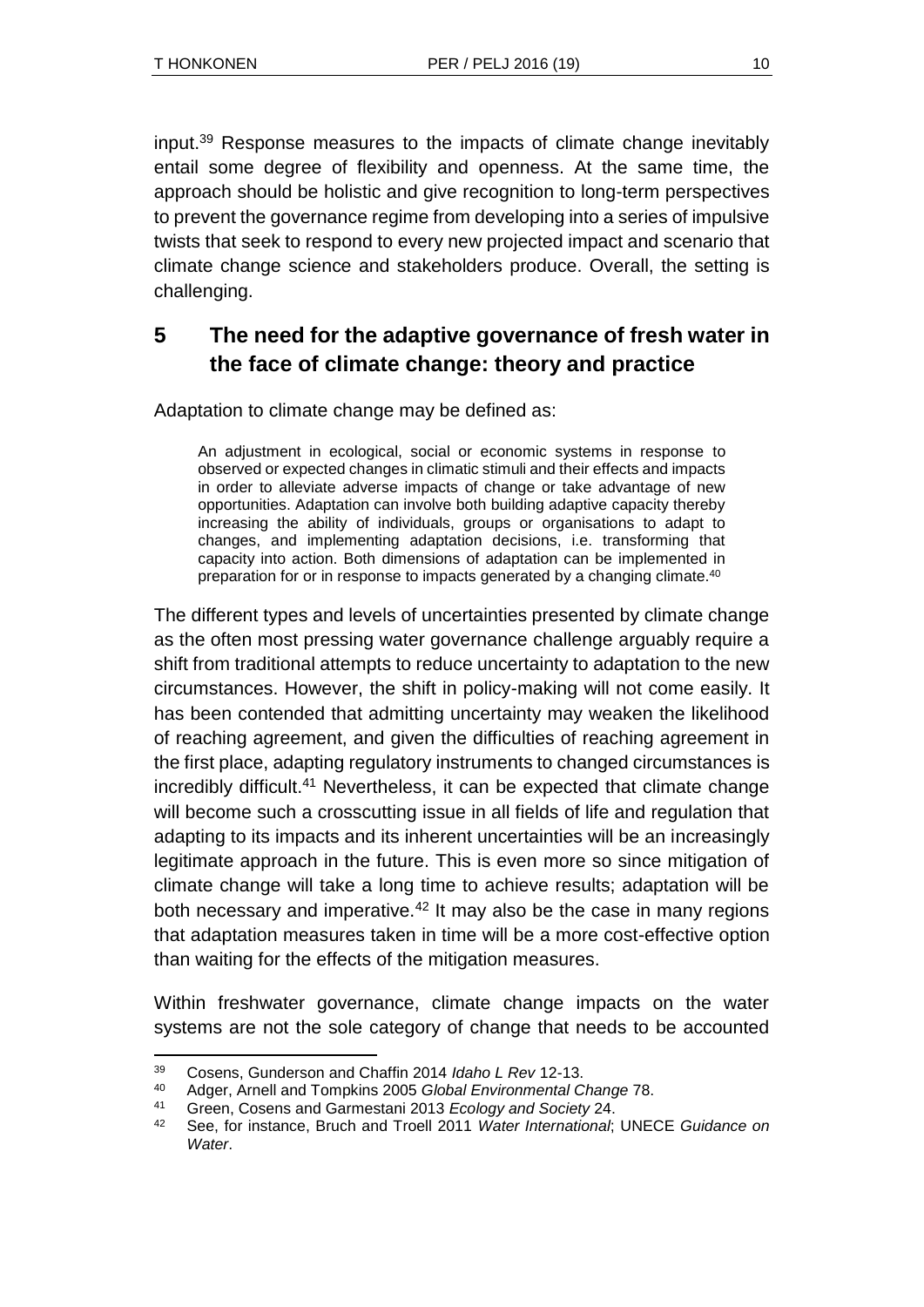input.[39] Response measures to the impacts of climate change inevitably entail some degree of flexibility and openness. At the same time, the approach should be holistic and give recognition to long-term perspectives to prevent the governance regime from developing into a series of impulsive twists that seek to respond to every new projected impact and scenario that climate change science and stakeholders produce. Overall, the setting is challenging.

## 5 The need for the adaptive governance of fresh water in the face of climate change: theory and practice

Adaptation to climate change may be defined as:

> An adjustment in ecological, social or economic systems in response to observed or expected changes in climatic stimuli and their effects and impacts in order to alleviate adverse impacts of change or take advantage of new opportunities. Adaptation can involve both building adaptive capacity thereby increasing the ability of individuals, groups or organisations to adapt to changes, and implementing adaptation decisions, i.e. transforming that capacity into action. Both dimensions of adaptation can be implemented in preparation for or in response to impacts generated by a changing climate.[40]

The different types and levels of uncertainties presented by climate change as the often most pressing water governance challenge arguably require a shift from traditional attempts to reduce uncertainty to adaptation to the new circumstances. However, the shift in policy-making will not come easily. It has been contended that admitting uncertainty may weaken the likelihood of reaching agreement, and given the difficulties of reaching agreement in the first place, adapting regulatory instruments to changed circumstances is incredibly difficult.[41] Nevertheless, it can be expected that climate change will become such a crosscutting issue in all fields of life and regulation that adapting to its impacts and its inherent uncertainties will be an increasingly legitimate approach in the future. This is even more so since mitigation of climate change will take a long time to achieve results; adaptation will be both necessary and imperative.[42] It may also be the case in many regions that adaptation measures taken in time will be a more cost-effective option than waiting for the effects of the mitigation measures.

Within freshwater governance, climate change impacts on the water systems are not the sole category of change that needs to be accounted

---

[39] Cosens, Gunderson and Chaffin 2014 *Idaho L Rev* 12-13.

[40] Adger, Arnell and Tompkins 2005 *Global Environmental Change* 78.

[41] Green, Cosens and Garmestani 2013 *Ecology and Society* 24.

[42] See, for instance, Bruch and Troell 2011 *Water International*; UNECE *Guidance on Water*.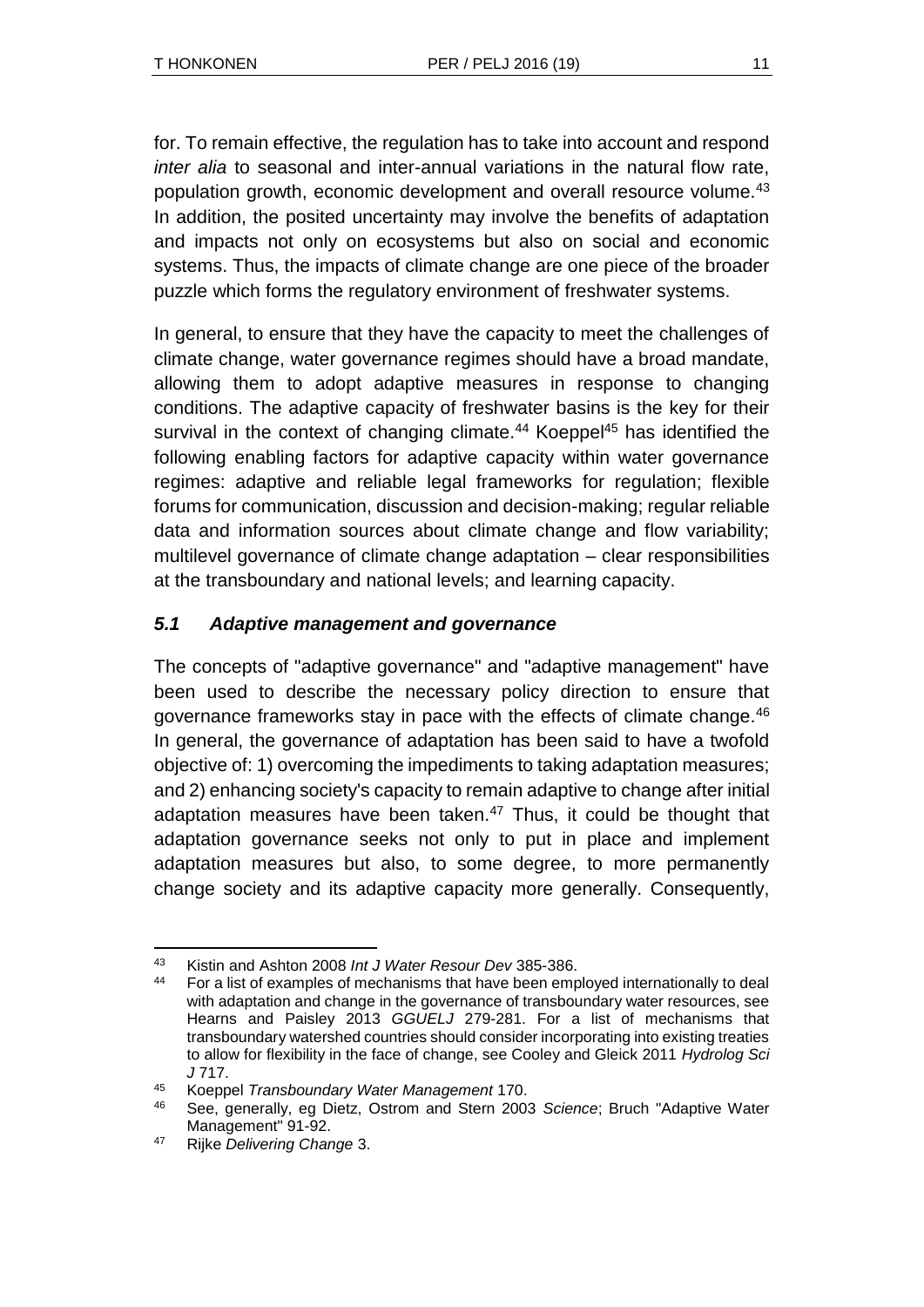for. To remain effective, the regulation has to take into account and respond *inter alia* to seasonal and inter-annual variations in the natural flow rate, population growth, economic development and overall resource volume.[43] In addition, the posited uncertainty may involve the benefits of adaptation and impacts not only on ecosystems but also on social and economic systems. Thus, the impacts of climate change are one piece of the broader puzzle which forms the regulatory environment of freshwater systems.

In general, to ensure that they have the capacity to meet the challenges of climate change, water governance regimes should have a broad mandate, allowing them to adopt adaptive measures in response to changing conditions. The adaptive capacity of freshwater basins is the key for their survival in the context of changing climate.[44] Koeppel[45] has identified the following enabling factors for adaptive capacity within water governance regimes: adaptive and reliable legal frameworks for regulation; flexible forums for communication, discussion and decision-making; regular reliable data and information sources about climate change and flow variability; multilevel governance of climate change adaptation – clear responsibilities at the transboundary and national levels; and learning capacity.

### *5.1 Adaptive management and governance*

The concepts of "adaptive governance" and "adaptive management" have been used to describe the necessary policy direction to ensure that governance frameworks stay in pace with the effects of climate change.[46] In general, the governance of adaptation has been said to have a twofold objective of: 1) overcoming the impediments to taking adaptation measures; and 2) enhancing society's capacity to remain adaptive to change after initial adaptation measures have been taken.[47] Thus, it could be thought that adaptation governance seeks not only to put in place and implement adaptation measures but also, to some degree, to more permanently change society and its adaptive capacity more generally. Consequently,

---

[43] Kistin and Ashton 2008 *Int J Water Resour Dev* 385-386.

[44] For a list of examples of mechanisms that have been employed internationally to deal with adaptation and change in the governance of transboundary water resources, see Hearns and Paisley 2013 *GGUELJ* 279-281. For a list of mechanisms that transboundary watershed countries should consider incorporating into existing treaties to allow for flexibility in the face of change, see Cooley and Gleick 2011 *Hydrolog Sci J* 717.

[45] Koeppel *Transboundary Water Management* 170.

[46] See, generally, eg Dietz, Ostrom and Stern 2003 *Science*; Bruch "Adaptive Water Management" 91-92.

[47] Rijke *Delivering Change* 3.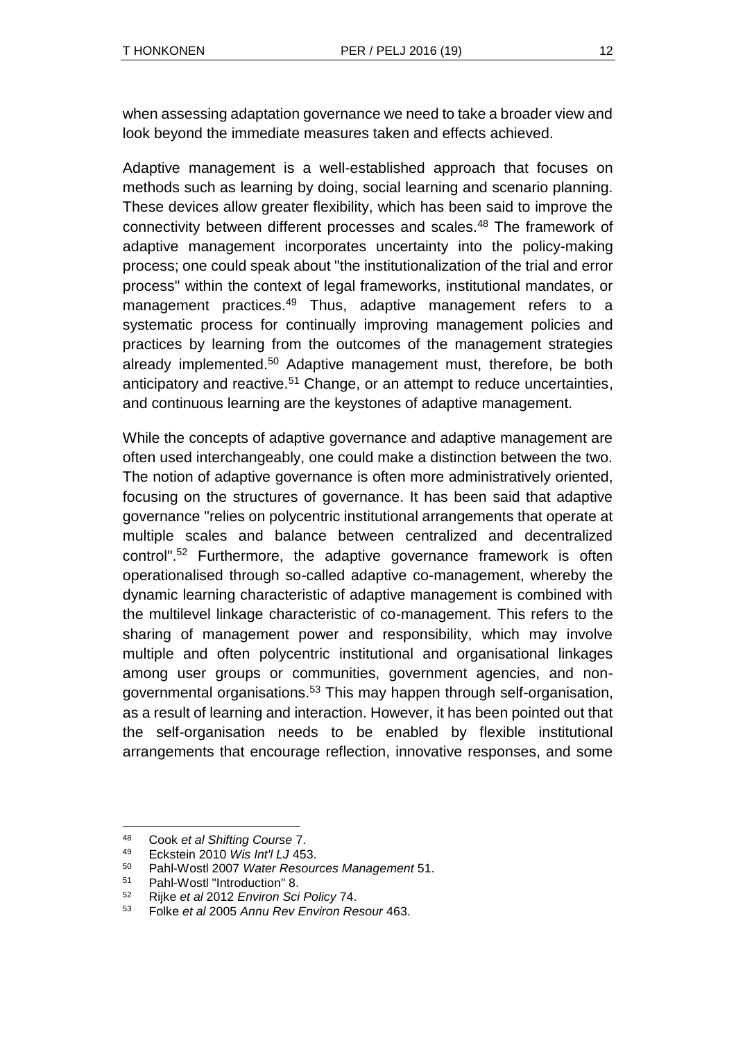when assessing adaptation governance we need to take a broader view and look beyond the immediate measures taken and effects achieved.

Adaptive management is a well-established approach that focuses on methods such as learning by doing, social learning and scenario planning. These devices allow greater flexibility, which has been said to improve the connectivity between different processes and scales.[48] The framework of adaptive management incorporates uncertainty into the policy-making process; one could speak about "the institutionalization of the trial and error process" within the context of legal frameworks, institutional mandates, or management practices.[49] Thus, adaptive management refers to a systematic process for continually improving management policies and practices by learning from the outcomes of the management strategies already implemented.[50] Adaptive management must, therefore, be both anticipatory and reactive.[51] Change, or an attempt to reduce uncertainties, and continuous learning are the keystones of adaptive management.

While the concepts of adaptive governance and adaptive management are often used interchangeably, one could make a distinction between the two. The notion of adaptive governance is often more administratively oriented, focusing on the structures of governance. It has been said that adaptive governance "relies on polycentric institutional arrangements that operate at multiple scales and balance between centralized and decentralized control".[52] Furthermore, the adaptive governance framework is often operationalised through so-called adaptive co-management, whereby the dynamic learning characteristic of adaptive management is combined with the multilevel linkage characteristic of co-management. This refers to the sharing of management power and responsibility, which may involve multiple and often polycentric institutional and organisational linkages among user groups or communities, government agencies, and non-governmental organisations.[53] This may happen through self-organisation, as a result of learning and interaction. However, it has been pointed out that the self-organisation needs to be enabled by flexible institutional arrangements that encourage reflection, innovative responses, and some

---

48 Cook *et al Shifting Course* 7.

49 Eckstein 2010 *Wis Int'l LJ* 453.

50 Pahl-Wostl 2007 *Water Resources Management* 51.

51 Pahl-Wostl "Introduction" 8.

52 Rijke *et al* 2012 *Environ Sci Policy* 74.

53 Folke *et al* 2005 *Annu Rev Environ Resour* 463.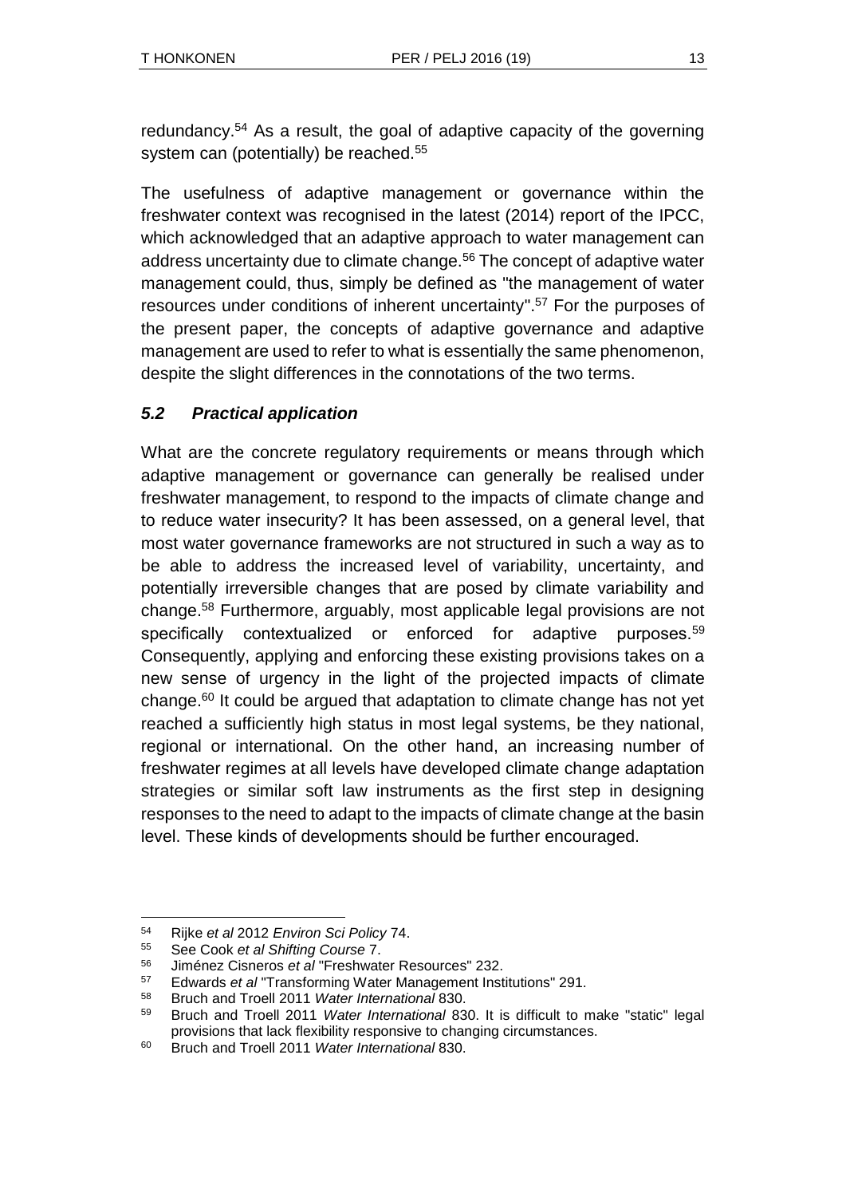redundancy.[54] As a result, the goal of adaptive capacity of the governing system can (potentially) be reached.[55]

The usefulness of adaptive management or governance within the freshwater context was recognised in the latest (2014) report of the IPCC, which acknowledged that an adaptive approach to water management can address uncertainty due to climate change.[56] The concept of adaptive water management could, thus, simply be defined as "the management of water resources under conditions of inherent uncertainty".[57] For the purposes of the present paper, the concepts of adaptive governance and adaptive management are used to refer to what is essentially the same phenomenon, despite the slight differences in the connotations of the two terms.

### *5.2 Practical application*

What are the concrete regulatory requirements or means through which adaptive management or governance can generally be realised under freshwater management, to respond to the impacts of climate change and to reduce water insecurity? It has been assessed, on a general level, that most water governance frameworks are not structured in such a way as to be able to address the increased level of variability, uncertainty, and potentially irreversible changes that are posed by climate variability and change.[58] Furthermore, arguably, most applicable legal provisions are not specifically contextualized or enforced for adaptive purposes.[59] Consequently, applying and enforcing these existing provisions takes on a new sense of urgency in the light of the projected impacts of climate change.[60] It could be argued that adaptation to climate change has not yet reached a sufficiently high status in most legal systems, be they national, regional or international. On the other hand, an increasing number of freshwater regimes at all levels have developed climate change adaptation strategies or similar soft law instruments as the first step in designing responses to the need to adapt to the impacts of climate change at the basin level. These kinds of developments should be further encouraged.

---

54 Rijke *et al* 2012 *Environ Sci Policy* 74.

55 See Cook *et al Shifting Course* 7.

56 Jiménez Cisneros *et al* "Freshwater Resources" 232.

57 Edwards *et al* "Transforming Water Management Institutions" 291.

58 Bruch and Troell 2011 *Water International* 830.

59 Bruch and Troell 2011 *Water International* 830. It is difficult to make "static" legal provisions that lack flexibility responsive to changing circumstances.

60 Bruch and Troell 2011 *Water International* 830.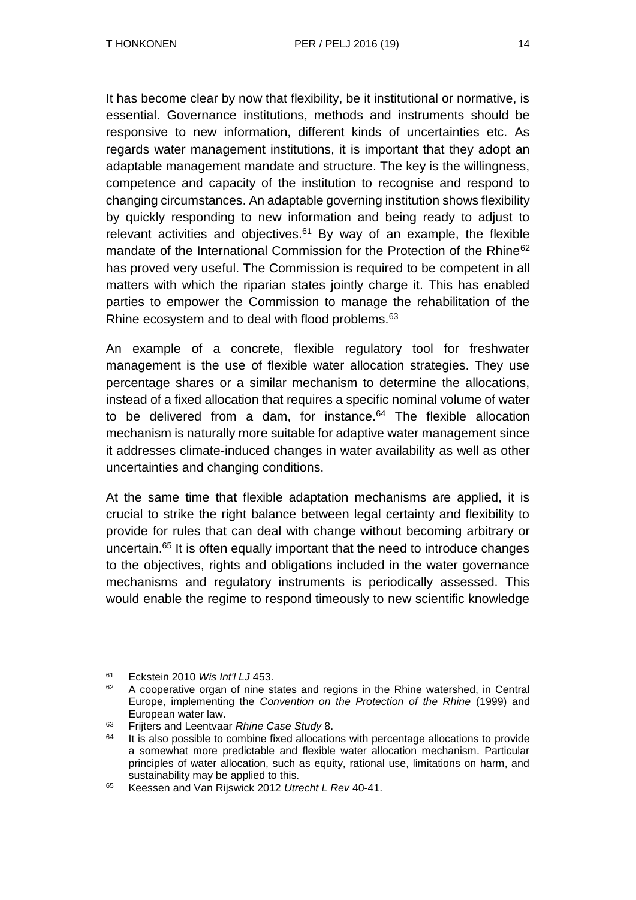It has become clear by now that flexibility, be it institutional or normative, is essential. Governance institutions, methods and instruments should be responsive to new information, different kinds of uncertainties etc. As regards water management institutions, it is important that they adopt an adaptable management mandate and structure. The key is the willingness, competence and capacity of the institution to recognise and respond to changing circumstances. An adaptable governing institution shows flexibility by quickly responding to new information and being ready to adjust to relevant activities and objectives.[61] By way of an example, the flexible mandate of the International Commission for the Protection of the Rhine[62] has proved very useful. The Commission is required to be competent in all matters with which the riparian states jointly charge it. This has enabled parties to empower the Commission to manage the rehabilitation of the Rhine ecosystem and to deal with flood problems.[63]

An example of a concrete, flexible regulatory tool for freshwater management is the use of flexible water allocation strategies. They use percentage shares or a similar mechanism to determine the allocations, instead of a fixed allocation that requires a specific nominal volume of water to be delivered from a dam, for instance.[64] The flexible allocation mechanism is naturally more suitable for adaptive water management since it addresses climate-induced changes in water availability as well as other uncertainties and changing conditions.

At the same time that flexible adaptation mechanisms are applied, it is crucial to strike the right balance between legal certainty and flexibility to provide for rules that can deal with change without becoming arbitrary or uncertain.[65] It is often equally important that the need to introduce changes to the objectives, rights and obligations included in the water governance mechanisms and regulatory instruments is periodically assessed. This would enable the regime to respond timeously to new scientific knowledge

---

[61] Eckstein 2010 *Wis Int'l LJ* 453.

[62] A cooperative organ of nine states and regions in the Rhine watershed, in Central Europe, implementing the *Convention on the Protection of the Rhine* (1999) and European water law.

[63] Frijters and Leentvaar *Rhine Case Study* 8.

[64] It is also possible to combine fixed allocations with percentage allocations to provide a somewhat more predictable and flexible water allocation mechanism. Particular principles of water allocation, such as equity, rational use, limitations on harm, and sustainability may be applied to this.

[65] Keessen and Van Rijswick 2012 *Utrecht L Rev* 40-41.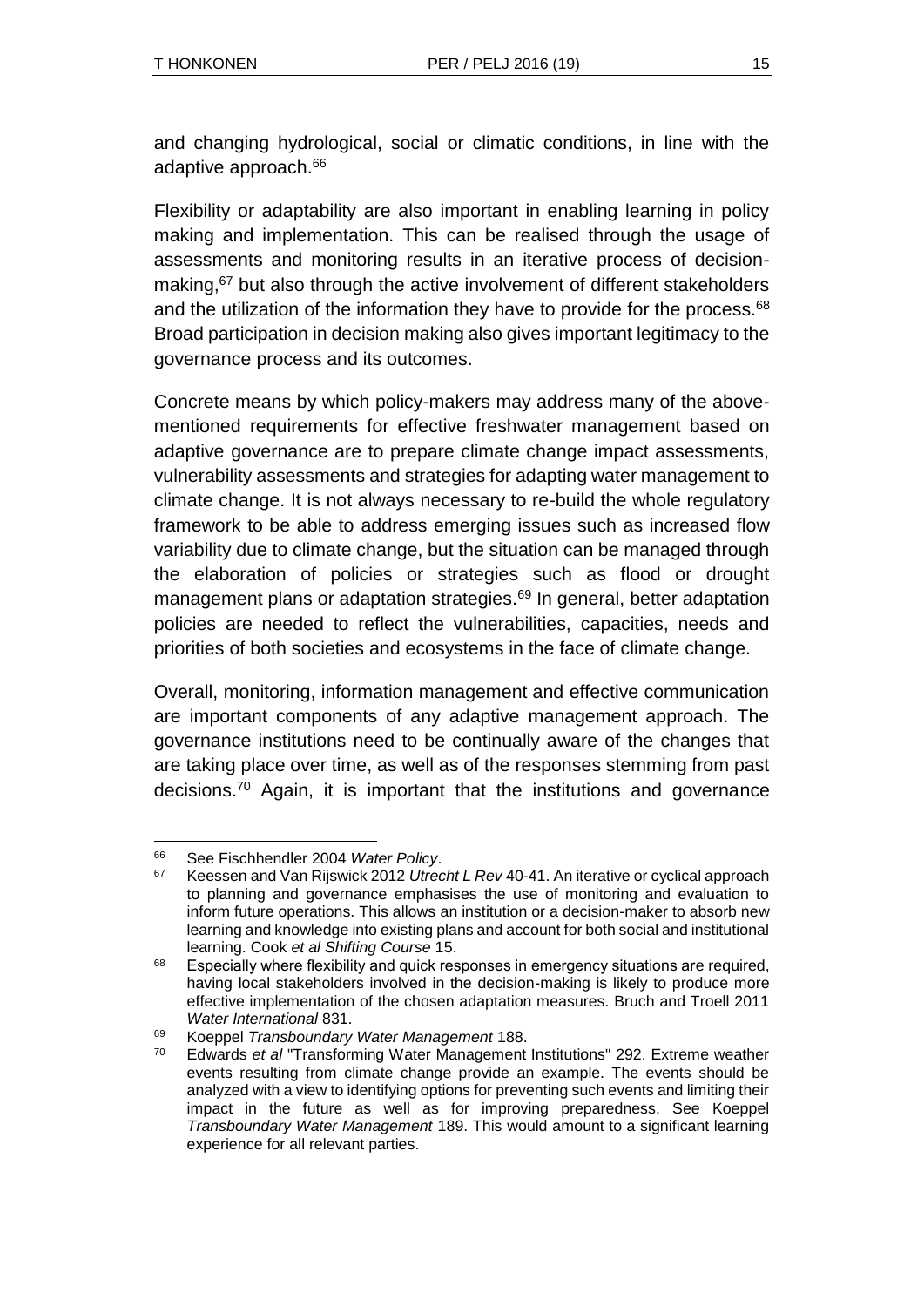and changing hydrological, social or climatic conditions, in line with the adaptive approach.[66]

Flexibility or adaptability are also important in enabling learning in policy making and implementation. This can be realised through the usage of assessments and monitoring results in an iterative process of decision-making,[67] but also through the active involvement of different stakeholders and the utilization of the information they have to provide for the process.[68] Broad participation in decision making also gives important legitimacy to the governance process and its outcomes.

Concrete means by which policy-makers may address many of the above-mentioned requirements for effective freshwater management based on adaptive governance are to prepare climate change impact assessments, vulnerability assessments and strategies for adapting water management to climate change. It is not always necessary to re-build the whole regulatory framework to be able to address emerging issues such as increased flow variability due to climate change, but the situation can be managed through the elaboration of policies or strategies such as flood or drought management plans or adaptation strategies.[69] In general, better adaptation policies are needed to reflect the vulnerabilities, capacities, needs and priorities of both societies and ecosystems in the face of climate change.

Overall, monitoring, information management and effective communication are important components of any adaptive management approach. The governance institutions need to be continually aware of the changes that are taking place over time, as well as of the responses stemming from past decisions.[70] Again, it is important that the institutions and governance

---

66 See Fischhendler 2004 *Water Policy*.

67 Keessen and Van Rijswick 2012 *Utrecht L Rev* 40-41. An iterative or cyclical approach to planning and governance emphasises the use of monitoring and evaluation to inform future operations. This allows an institution or a decision-maker to absorb new learning and knowledge into existing plans and account for both social and institutional learning. Cook *et al Shifting Course* 15.

68 Especially where flexibility and quick responses in emergency situations are required, having local stakeholders involved in the decision-making is likely to produce more effective implementation of the chosen adaptation measures. Bruch and Troell 2011 *Water International* 831.

69 Koeppel *Transboundary Water Management* 188.

70 Edwards *et al* "Transforming Water Management Institutions" 292. Extreme weather events resulting from climate change provide an example. The events should be analyzed with a view to identifying options for preventing such events and limiting their impact in the future as well as for improving preparedness. See Koeppel *Transboundary Water Management* 189. This would amount to a significant learning experience for all relevant parties.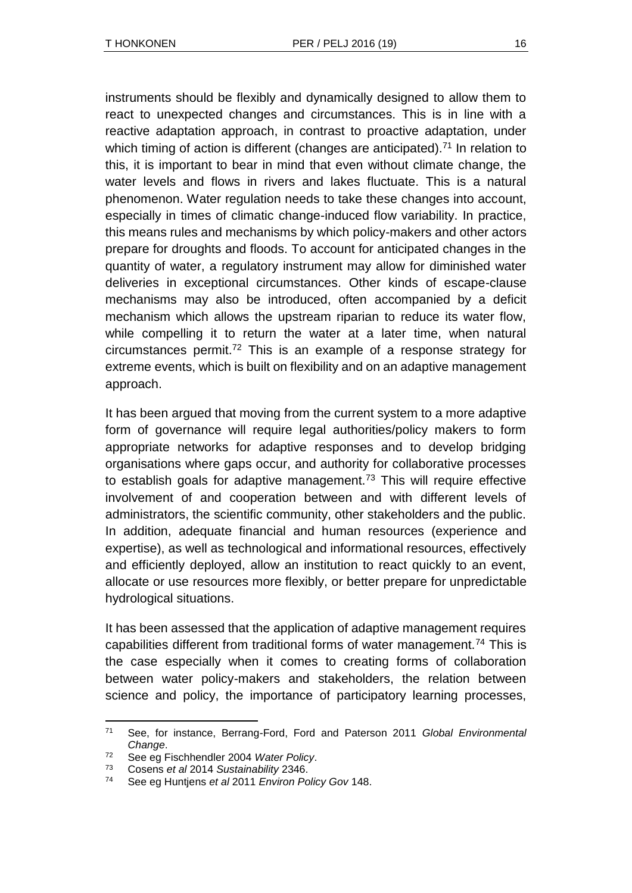instruments should be flexibly and dynamically designed to allow them to react to unexpected changes and circumstances. This is in line with a reactive adaptation approach, in contrast to proactive adaptation, under which timing of action is different (changes are anticipated).[71] In relation to this, it is important to bear in mind that even without climate change, the water levels and flows in rivers and lakes fluctuate. This is a natural phenomenon. Water regulation needs to take these changes into account, especially in times of climatic change-induced flow variability. In practice, this means rules and mechanisms by which policy-makers and other actors prepare for droughts and floods. To account for anticipated changes in the quantity of water, a regulatory instrument may allow for diminished water deliveries in exceptional circumstances. Other kinds of escape-clause mechanisms may also be introduced, often accompanied by a deficit mechanism which allows the upstream riparian to reduce its water flow, while compelling it to return the water at a later time, when natural circumstances permit.[72] This is an example of a response strategy for extreme events, which is built on flexibility and on an adaptive management approach.

It has been argued that moving from the current system to a more adaptive form of governance will require legal authorities/policy makers to form appropriate networks for adaptive responses and to develop bridging organisations where gaps occur, and authority for collaborative processes to establish goals for adaptive management.[73] This will require effective involvement of and cooperation between and with different levels of administrators, the scientific community, other stakeholders and the public. In addition, adequate financial and human resources (experience and expertise), as well as technological and informational resources, effectively and efficiently deployed, allow an institution to react quickly to an event, allocate or use resources more flexibly, or better prepare for unpredictable hydrological situations.

It has been assessed that the application of adaptive management requires capabilities different from traditional forms of water management.[74] This is the case especially when it comes to creating forms of collaboration between water policy-makers and stakeholders, the relation between science and policy, the importance of participatory learning processes,

---

71 See, for instance, Berrang-Ford, Ford and Paterson 2011 *Global Environmental Change*.

72 See eg Fischhendler 2004 *Water Policy*.

73 Cosens *et al* 2014 *Sustainability* 2346.

74 See eg Huntjens *et al* 2011 *Environ Policy Gov* 148.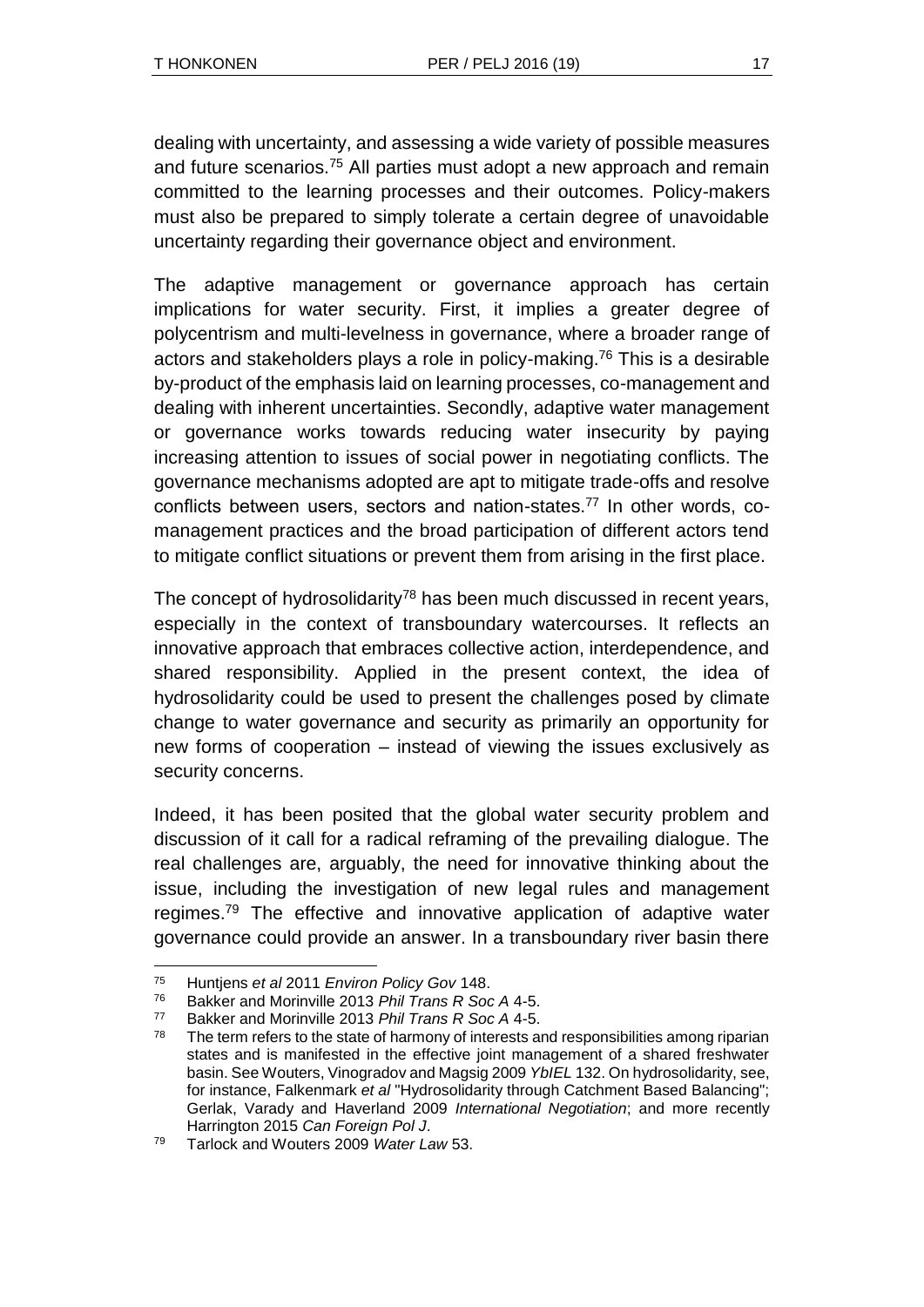dealing with uncertainty, and assessing a wide variety of possible measures and future scenarios.[75] All parties must adopt a new approach and remain committed to the learning processes and their outcomes. Policy-makers must also be prepared to simply tolerate a certain degree of unavoidable uncertainty regarding their governance object and environment.

The adaptive management or governance approach has certain implications for water security. First, it implies a greater degree of polycentrism and multi-levelness in governance, where a broader range of actors and stakeholders plays a role in policy-making.[76] This is a desirable by-product of the emphasis laid on learning processes, co-management and dealing with inherent uncertainties. Secondly, adaptive water management or governance works towards reducing water insecurity by paying increasing attention to issues of social power in negotiating conflicts. The governance mechanisms adopted are apt to mitigate trade-offs and resolve conflicts between users, sectors and nation-states.[77] In other words, co-management practices and the broad participation of different actors tend to mitigate conflict situations or prevent them from arising in the first place.

The concept of hydrosolidarity[78] has been much discussed in recent years, especially in the context of transboundary watercourses. It reflects an innovative approach that embraces collective action, interdependence, and shared responsibility. Applied in the present context, the idea of hydrosolidarity could be used to present the challenges posed by climate change to water governance and security as primarily an opportunity for new forms of cooperation – instead of viewing the issues exclusively as security concerns.

Indeed, it has been posited that the global water security problem and discussion of it call for a radical reframing of the prevailing dialogue. The real challenges are, arguably, the need for innovative thinking about the issue, including the investigation of new legal rules and management regimes.[79] The effective and innovative application of adaptive water governance could provide an answer. In a transboundary river basin there

---

[75] Huntjens *et al* 2011 *Environ Policy Gov* 148.

[76] Bakker and Morinville 2013 *Phil Trans R Soc A* 4-5.

[77] Bakker and Morinville 2013 *Phil Trans R Soc A* 4-5.

[78] The term refers to the state of harmony of interests and responsibilities among riparian states and is manifested in the effective joint management of a shared freshwater basin. See Wouters, Vinogradov and Magsig 2009 *YbIEL* 132. On hydrosolidarity, see, for instance, Falkenmark *et al* "Hydrosolidarity through Catchment Based Balancing"; Gerlak, Varady and Haverland 2009 *International Negotiation*; and more recently Harrington 2015 *Can Foreign Pol J*.

[79] Tarlock and Wouters 2009 *Water Law* 53.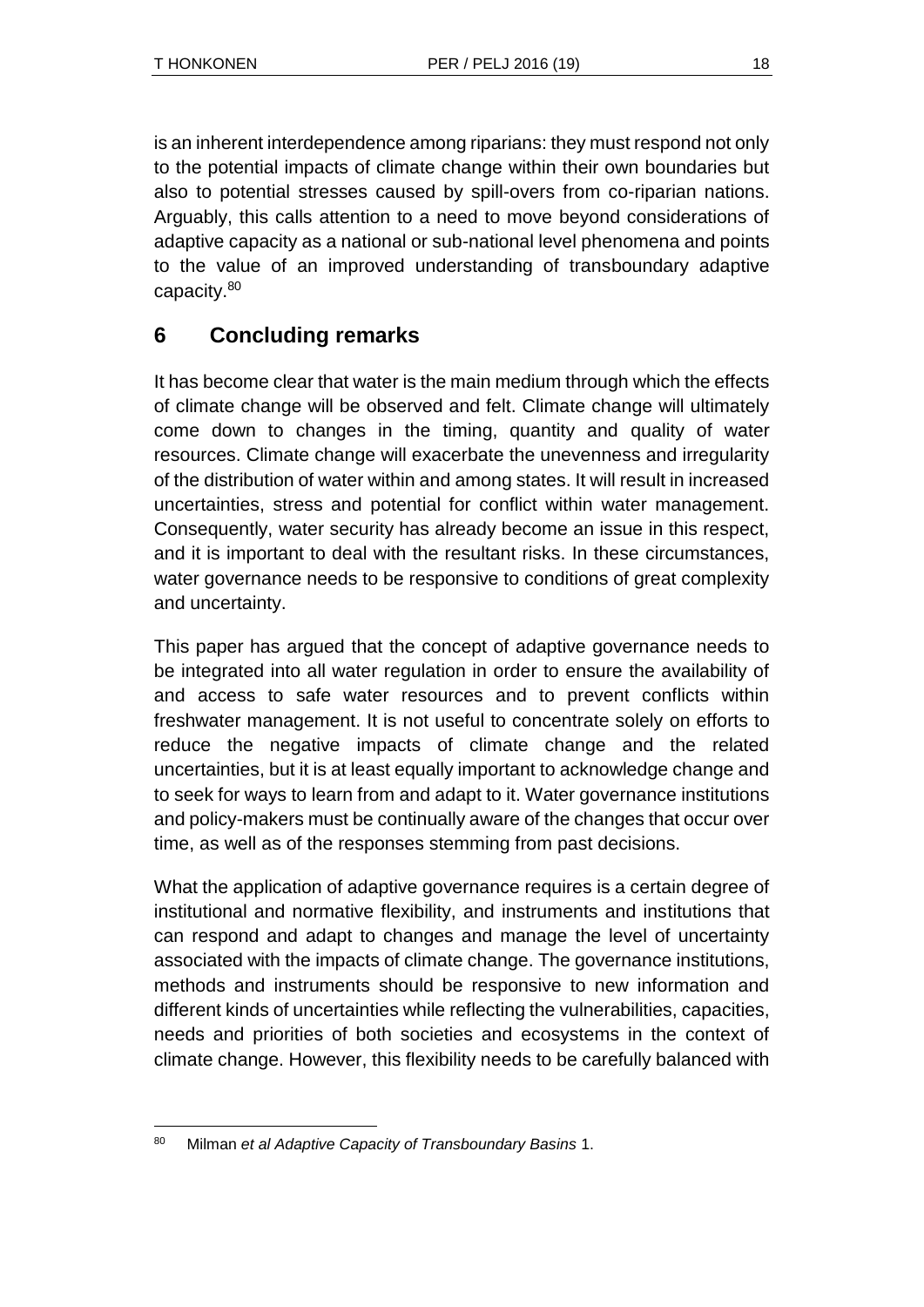is an inherent interdependence among riparians: they must respond not only to the potential impacts of climate change within their own boundaries but also to potential stresses caused by spill-overs from co-riparian nations. Arguably, this calls attention to a need to move beyond considerations of adaptive capacity as a national or sub-national level phenomena and points to the value of an improved understanding of transboundary adaptive capacity.[80]

## 6 Concluding remarks

It has become clear that water is the main medium through which the effects of climate change will be observed and felt. Climate change will ultimately come down to changes in the timing, quantity and quality of water resources. Climate change will exacerbate the unevenness and irregularity of the distribution of water within and among states. It will result in increased uncertainties, stress and potential for conflict within water management. Consequently, water security has already become an issue in this respect, and it is important to deal with the resultant risks. In these circumstances, water governance needs to be responsive to conditions of great complexity and uncertainty.

This paper has argued that the concept of adaptive governance needs to be integrated into all water regulation in order to ensure the availability of and access to safe water resources and to prevent conflicts within freshwater management. It is not useful to concentrate solely on efforts to reduce the negative impacts of climate change and the related uncertainties, but it is at least equally important to acknowledge change and to seek for ways to learn from and adapt to it. Water governance institutions and policy-makers must be continually aware of the changes that occur over time, as well as of the responses stemming from past decisions.

What the application of adaptive governance requires is a certain degree of institutional and normative flexibility, and instruments and institutions that can respond and adapt to changes and manage the level of uncertainty associated with the impacts of climate change. The governance institutions, methods and instruments should be responsive to new information and different kinds of uncertainties while reflecting the vulnerabilities, capacities, needs and priorities of both societies and ecosystems in the context of climate change. However, this flexibility needs to be carefully balanced with

---

[80] Milman *et al Adaptive Capacity of Transboundary Basins* 1.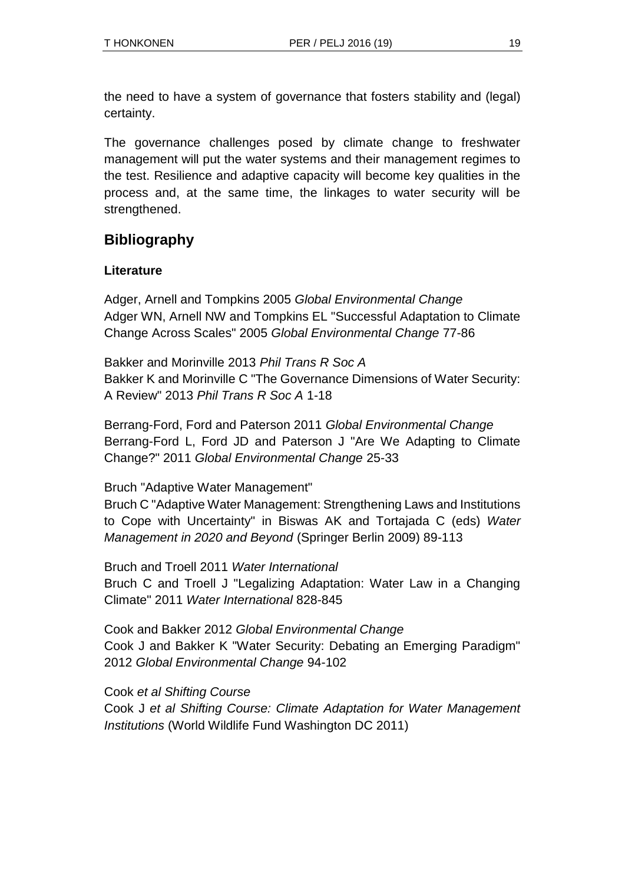the need to have a system of governance that fosters stability and (legal) certainty.

The governance challenges posed by climate change to freshwater management will put the water systems and their management regimes to the test. Resilience and adaptive capacity will become key qualities in the process and, at the same time, the linkages to water security will be strengthened.

## Bibliography

### Literature

Adger, Arnell and Tompkins 2005 *Global Environmental Change*
Adger WN, Arnell NW and Tompkins EL "Successful Adaptation to Climate Change Across Scales" 2005 *Global Environmental Change* 77-86

Bakker and Morinville 2013 *Phil Trans R Soc A*
Bakker K and Morinville C "The Governance Dimensions of Water Security: A Review" 2013 *Phil Trans R Soc A* 1-18

Berrang-Ford, Ford and Paterson 2011 *Global Environmental Change*
Berrang-Ford L, Ford JD and Paterson J "Are We Adapting to Climate Change?" 2011 *Global Environmental Change* 25-33

Bruch "Adaptive Water Management"
Bruch C "Adaptive Water Management: Strengthening Laws and Institutions to Cope with Uncertainty" in Biswas AK and Tortajada C (eds) *Water Management in 2020 and Beyond* (Springer Berlin 2009) 89-113

Bruch and Troell 2011 *Water International*
Bruch C and Troell J "Legalizing Adaptation: Water Law in a Changing Climate" 2011 *Water International* 828-845

Cook and Bakker 2012 *Global Environmental Change*
Cook J and Bakker K "Water Security: Debating an Emerging Paradigm" 2012 *Global Environmental Change* 94-102

Cook *et al Shifting Course*
Cook J *et al Shifting Course: Climate Adaptation for Water Management Institutions* (World Wildlife Fund Washington DC 2011)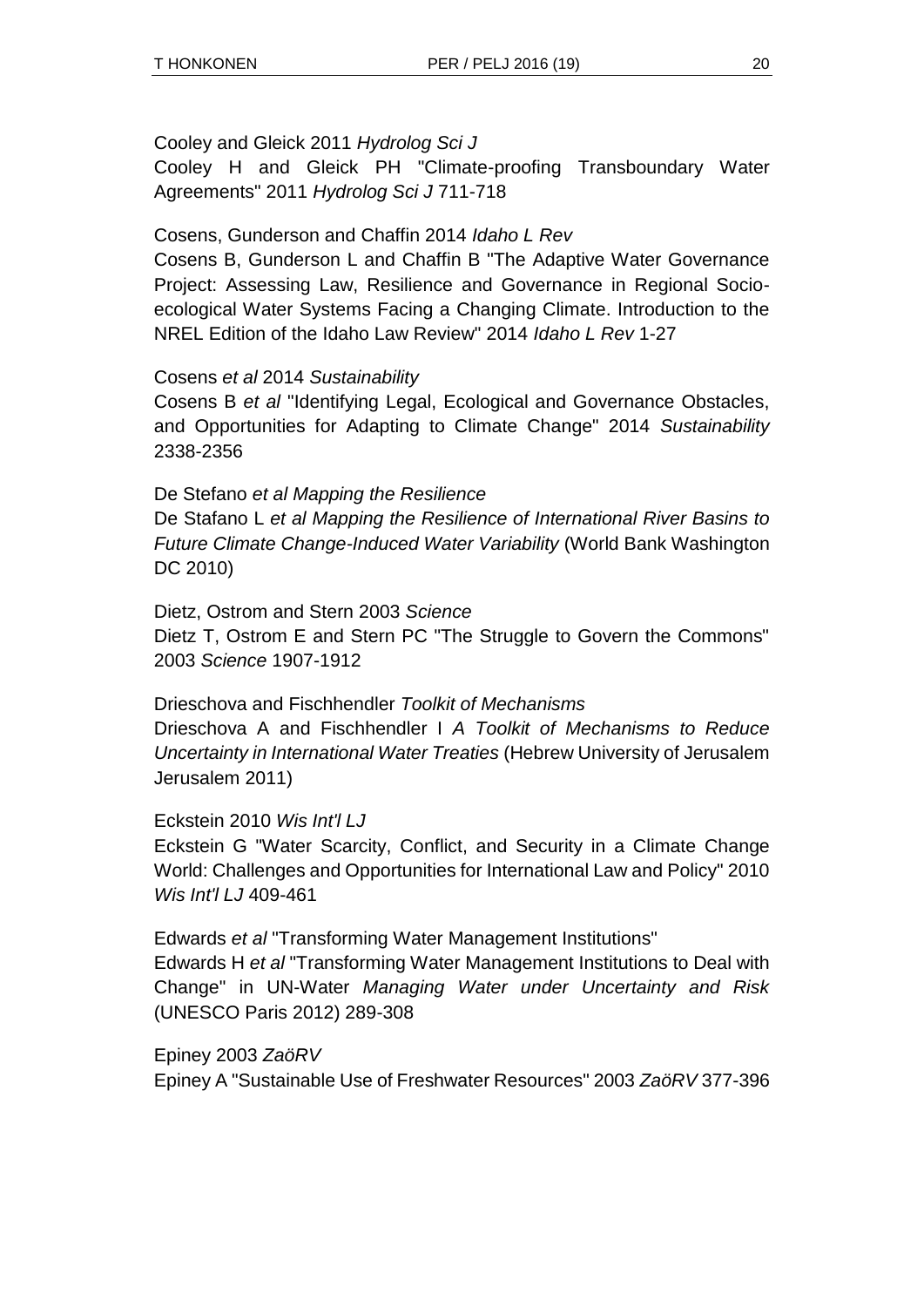Cooley and Gleick 2011 *Hydrolog Sci J*
Cooley H and Gleick PH "Climate-proofing Transboundary Water Agreements" 2011 *Hydrolog Sci J* 711-718

Cosens, Gunderson and Chaffin 2014 *Idaho L Rev*
Cosens B, Gunderson L and Chaffin B "The Adaptive Water Governance Project: Assessing Law, Resilience and Governance in Regional Socio-ecological Water Systems Facing a Changing Climate. Introduction to the NREL Edition of the Idaho Law Review" 2014 *Idaho L Rev* 1-27

Cosens *et al* 2014 *Sustainability*
Cosens B *et al* "Identifying Legal, Ecological and Governance Obstacles, and Opportunities for Adapting to Climate Change" 2014 *Sustainability* 2338-2356

De Stefano *et al Mapping the Resilience*
De Stafano L *et al Mapping the Resilience of International River Basins to Future Climate Change-Induced Water Variability* (World Bank Washington DC 2010)

Dietz, Ostrom and Stern 2003 *Science*
Dietz T, Ostrom E and Stern PC "The Struggle to Govern the Commons" 2003 *Science* 1907-1912

Drieschova and Fischhendler *Toolkit of Mechanisms*
Drieschova A and Fischhendler I *A Toolkit of Mechanisms to Reduce Uncertainty in International Water Treaties* (Hebrew University of Jerusalem Jerusalem 2011)

Eckstein 2010 *Wis Int'l LJ*
Eckstein G "Water Scarcity, Conflict, and Security in a Climate Change World: Challenges and Opportunities for International Law and Policy" 2010 *Wis Int'l LJ* 409-461

Edwards *et al* "Transforming Water Management Institutions"
Edwards H *et al* "Transforming Water Management Institutions to Deal with Change" in UN-Water *Managing Water under Uncertainty and Risk* (UNESCO Paris 2012) 289-308

Epiney 2003 *ZaöRV*
Epiney A "Sustainable Use of Freshwater Resources" 2003 *ZaöRV* 377-396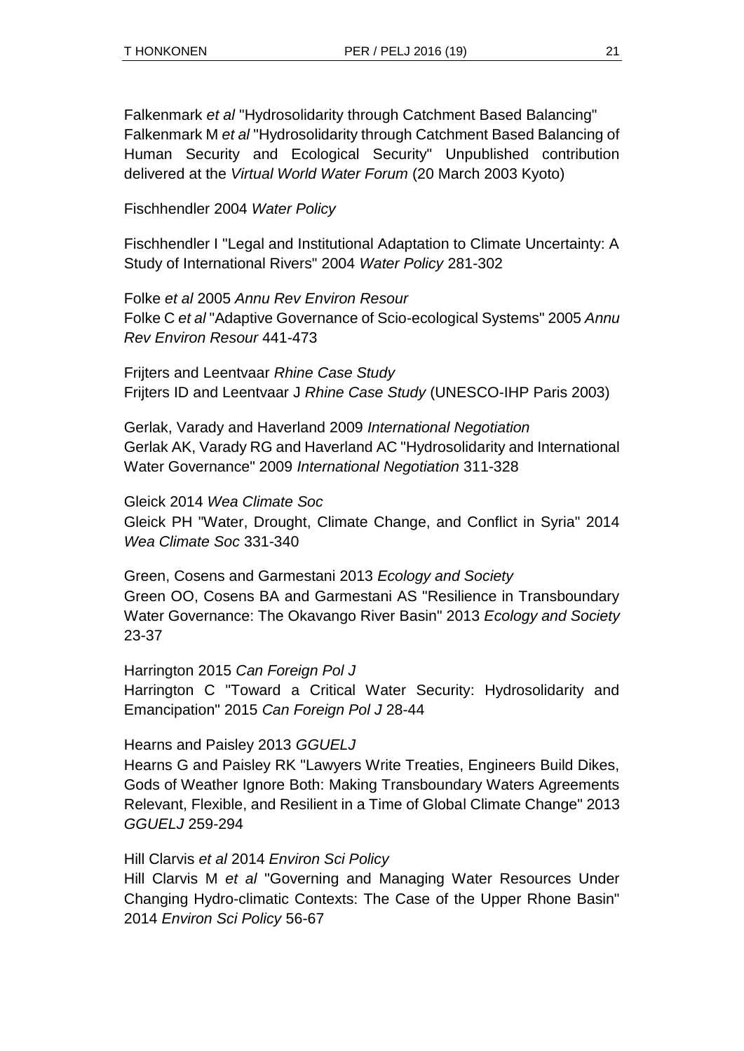Falkenmark *et al* "Hydrosolidarity through Catchment Based Balancing"
Falkenmark M *et al* "Hydrosolidarity through Catchment Based Balancing of Human Security and Ecological Security" Unpublished contribution delivered at the *Virtual World Water Forum* (20 March 2003 Kyoto)

Fischhendler 2004 *Water Policy*

Fischhendler I "Legal and Institutional Adaptation to Climate Uncertainty: A Study of International Rivers" 2004 *Water Policy* 281-302

Folke *et al* 2005 *Annu Rev Environ Resour*
Folke C *et al* "Adaptive Governance of Scio-ecological Systems" 2005 *Annu Rev Environ Resour* 441-473

Frijters and Leentvaar *Rhine Case Study*
Frijters ID and Leentvaar J *Rhine Case Study* (UNESCO-IHP Paris 2003)

Gerlak, Varady and Haverland 2009 *International Negotiation*
Gerlak AK, Varady RG and Haverland AC "Hydrosolidarity and International Water Governance" 2009 *International Negotiation* 311-328

Gleick 2014 *Wea Climate Soc*
Gleick PH "Water, Drought, Climate Change, and Conflict in Syria" 2014 *Wea Climate Soc* 331-340

Green, Cosens and Garmestani 2013 *Ecology and Society*
Green OO, Cosens BA and Garmestani AS "Resilience in Transboundary Water Governance: The Okavango River Basin" 2013 *Ecology and Society* 23-37

Harrington 2015 *Can Foreign Pol J*
Harrington C "Toward a Critical Water Security: Hydrosolidarity and Emancipation" 2015 *Can Foreign Pol J* 28-44

Hearns and Paisley 2013 *GGUELJ*
Hearns G and Paisley RK "Lawyers Write Treaties, Engineers Build Dikes, Gods of Weather Ignore Both: Making Transboundary Waters Agreements Relevant, Flexible, and Resilient in a Time of Global Climate Change" 2013 *GGUELJ* 259-294

Hill Clarvis *et al* 2014 *Environ Sci Policy*
Hill Clarvis M *et al* "Governing and Managing Water Resources Under Changing Hydro-climatic Contexts: The Case of the Upper Rhone Basin" 2014 *Environ Sci Policy* 56-67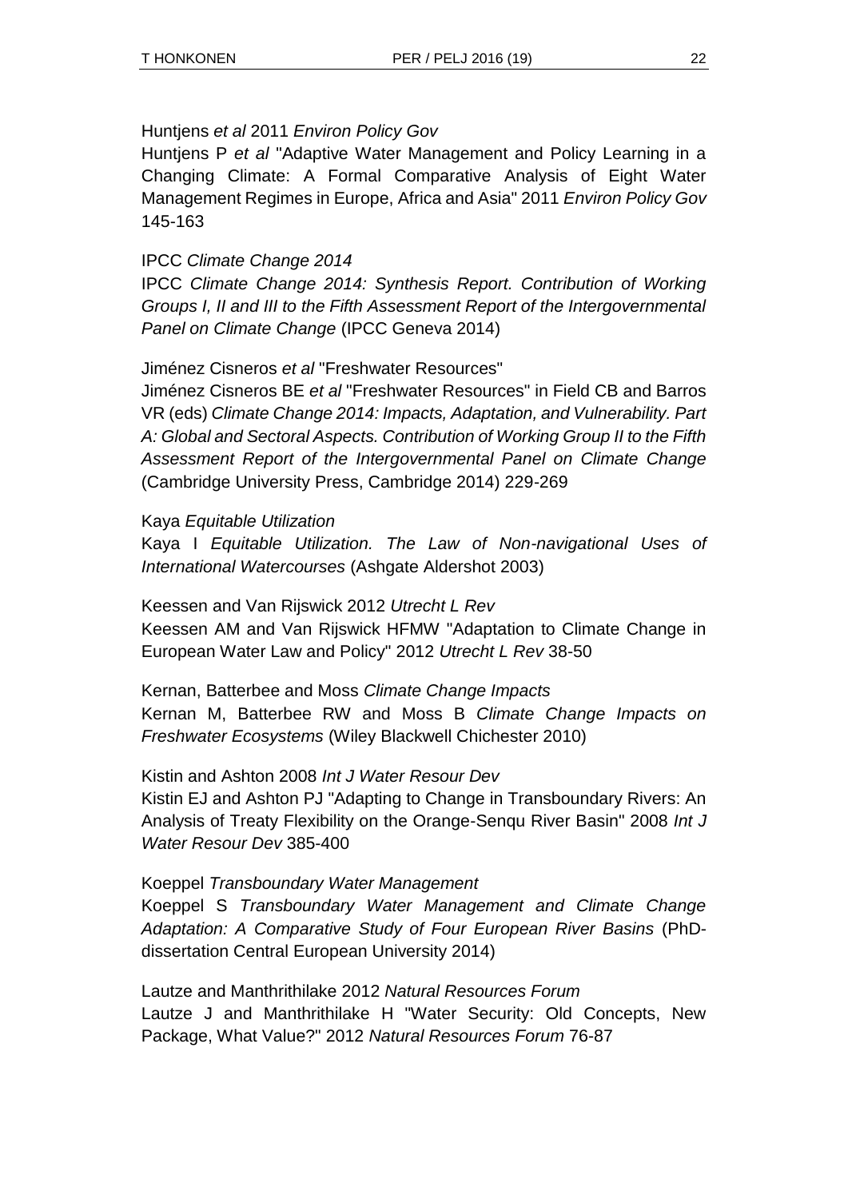Huntjens *et al* 2011 *Environ Policy Gov*

Huntjens P *et al* "Adaptive Water Management and Policy Learning in a Changing Climate: A Formal Comparative Analysis of Eight Water Management Regimes in Europe, Africa and Asia" 2011 *Environ Policy Gov* 145-163

IPCC *Climate Change 2014*

IPCC *Climate Change 2014: Synthesis Report. Contribution of Working Groups I, II and III to the Fifth Assessment Report of the Intergovernmental Panel on Climate Change* (IPCC Geneva 2014)

Jiménez Cisneros *et al* "Freshwater Resources"

Jiménez Cisneros BE *et al* "Freshwater Resources" in Field CB and Barros VR (eds) *Climate Change 2014: Impacts, Adaptation, and Vulnerability. Part A: Global and Sectoral Aspects. Contribution of Working Group II to the Fifth Assessment Report of the Intergovernmental Panel on Climate Change* (Cambridge University Press, Cambridge 2014) 229-269

Kaya *Equitable Utilization*

Kaya I *Equitable Utilization. The Law of Non-navigational Uses of International Watercourses* (Ashgate Aldershot 2003)

Keessen and Van Rijswick 2012 *Utrecht L Rev*

Keessen AM and Van Rijswick HFMW "Adaptation to Climate Change in European Water Law and Policy" 2012 *Utrecht L Rev* 38-50

Kernan, Batterbee and Moss *Climate Change Impacts*

Kernan M, Batterbee RW and Moss B *Climate Change Impacts on Freshwater Ecosystems* (Wiley Blackwell Chichester 2010)

Kistin and Ashton 2008 *Int J Water Resour Dev*

Kistin EJ and Ashton PJ "Adapting to Change in Transboundary Rivers: An Analysis of Treaty Flexibility on the Orange-Senqu River Basin" 2008 *Int J Water Resour Dev* 385-400

Koeppel *Transboundary Water Management*

Koeppel S *Transboundary Water Management and Climate Change Adaptation: A Comparative Study of Four European River Basins* (PhD-dissertation Central European University 2014)

Lautze and Manthrithilake 2012 *Natural Resources Forum*

Lautze J and Manthrithilake H "Water Security: Old Concepts, New Package, What Value?" 2012 *Natural Resources Forum* 76-87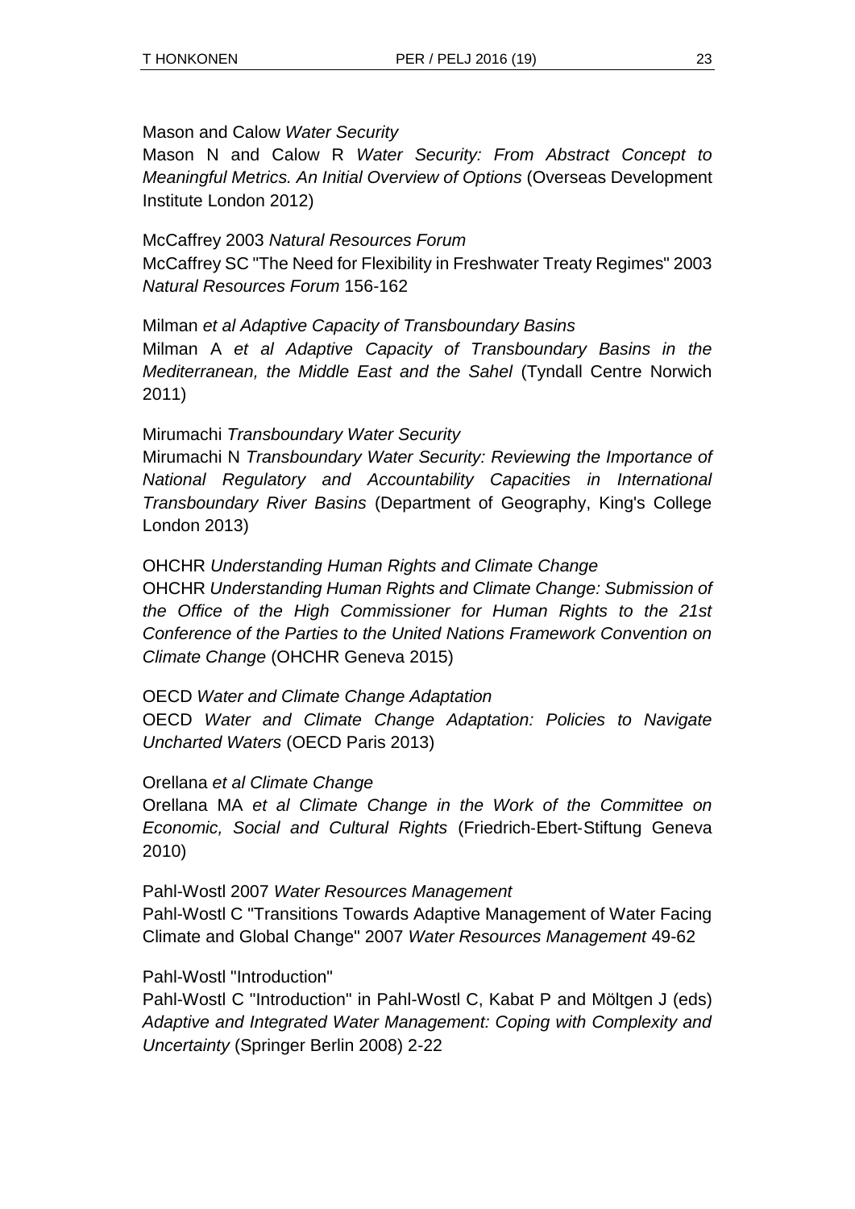Mason and Calow *Water Security*

Mason N and Calow R *Water Security: From Abstract Concept to Meaningful Metrics. An Initial Overview of Options* (Overseas Development Institute London 2012)

McCaffrey 2003 *Natural Resources Forum*

McCaffrey SC "The Need for Flexibility in Freshwater Treaty Regimes" 2003 *Natural Resources Forum* 156-162

Milman *et al Adaptive Capacity of Transboundary Basins*

Milman A *et al Adaptive Capacity of Transboundary Basins in the Mediterranean, the Middle East and the Sahel* (Tyndall Centre Norwich 2011)

Mirumachi *Transboundary Water Security*

Mirumachi N *Transboundary Water Security: Reviewing the Importance of National Regulatory and Accountability Capacities in International Transboundary River Basins* (Department of Geography, King's College London 2013)

OHCHR *Understanding Human Rights and Climate Change*

OHCHR *Understanding Human Rights and Climate Change: Submission of the Office of the High Commissioner for Human Rights to the 21st Conference of the Parties to the United Nations Framework Convention on Climate Change* (OHCHR Geneva 2015)

OECD *Water and Climate Change Adaptation*

OECD *Water and Climate Change Adaptation: Policies to Navigate Uncharted Waters* (OECD Paris 2013)

Orellana *et al Climate Change*

Orellana MA *et al Climate Change in the Work of the Committee on Economic, Social and Cultural Rights* (Friedrich-Ebert-Stiftung Geneva 2010)

Pahl-Wostl 2007 *Water Resources Management*

Pahl-Wostl C "Transitions Towards Adaptive Management of Water Facing Climate and Global Change" 2007 *Water Resources Management* 49-62

Pahl-Wostl "Introduction"

Pahl-Wostl C "Introduction" in Pahl-Wostl C, Kabat P and Möltgen J (eds) *Adaptive and Integrated Water Management: Coping with Complexity and Uncertainty* (Springer Berlin 2008) 2-22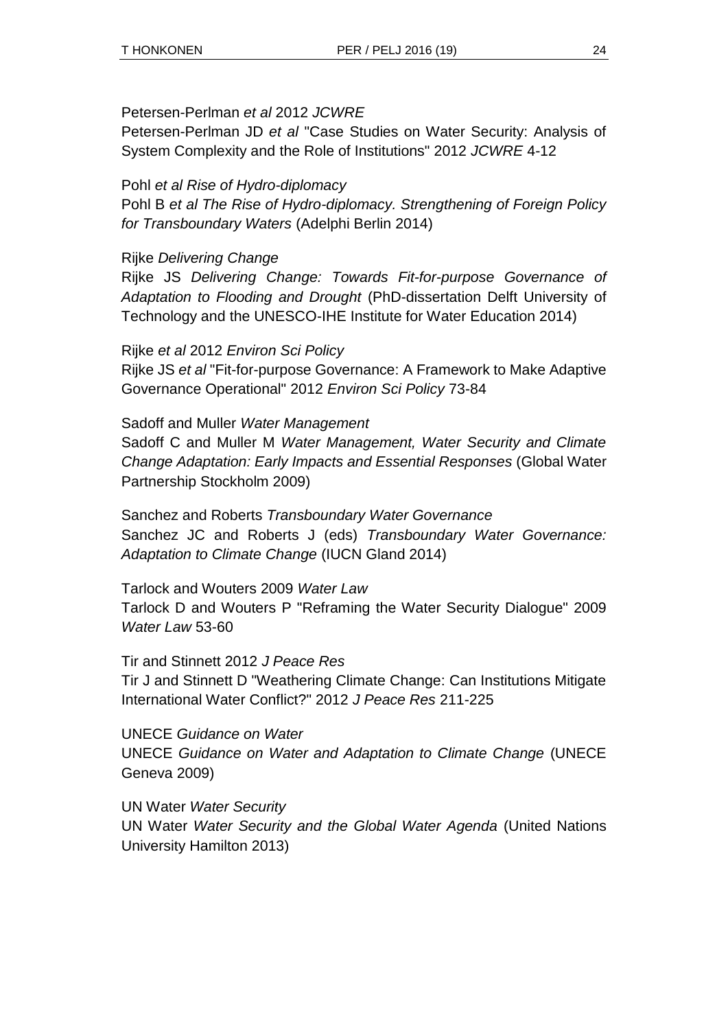Petersen-Perlman *et al* 2012 *JCWRE*

Petersen-Perlman JD *et al* "Case Studies on Water Security: Analysis of System Complexity and the Role of Institutions" 2012 *JCWRE* 4-12

Pohl *et al Rise of Hydro-diplomacy*

Pohl B *et al The Rise of Hydro-diplomacy. Strengthening of Foreign Policy for Transboundary Waters* (Adelphi Berlin 2014)

Rijke *Delivering Change*

Rijke JS *Delivering Change: Towards Fit-for-purpose Governance of Adaptation to Flooding and Drought* (PhD-dissertation Delft University of Technology and the UNESCO-IHE Institute for Water Education 2014)

Rijke *et al* 2012 *Environ Sci Policy*

Rijke JS *et al* "Fit-for-purpose Governance: A Framework to Make Adaptive Governance Operational" 2012 *Environ Sci Policy* 73-84

Sadoff and Muller *Water Management*

Sadoff C and Muller M *Water Management, Water Security and Climate Change Adaptation: Early Impacts and Essential Responses* (Global Water Partnership Stockholm 2009)

Sanchez and Roberts *Transboundary Water Governance*

Sanchez JC and Roberts J (eds) *Transboundary Water Governance: Adaptation to Climate Change* (IUCN Gland 2014)

Tarlock and Wouters 2009 *Water Law*

Tarlock D and Wouters P "Reframing the Water Security Dialogue" 2009 *Water Law* 53-60

Tir and Stinnett 2012 *J Peace Res*

Tir J and Stinnett D "Weathering Climate Change: Can Institutions Mitigate International Water Conflict?" 2012 *J Peace Res* 211-225

UNECE *Guidance on Water*

UNECE *Guidance on Water and Adaptation to Climate Change* (UNECE Geneva 2009)

UN Water *Water Security*

UN Water *Water Security and the Global Water Agenda* (United Nations University Hamilton 2013)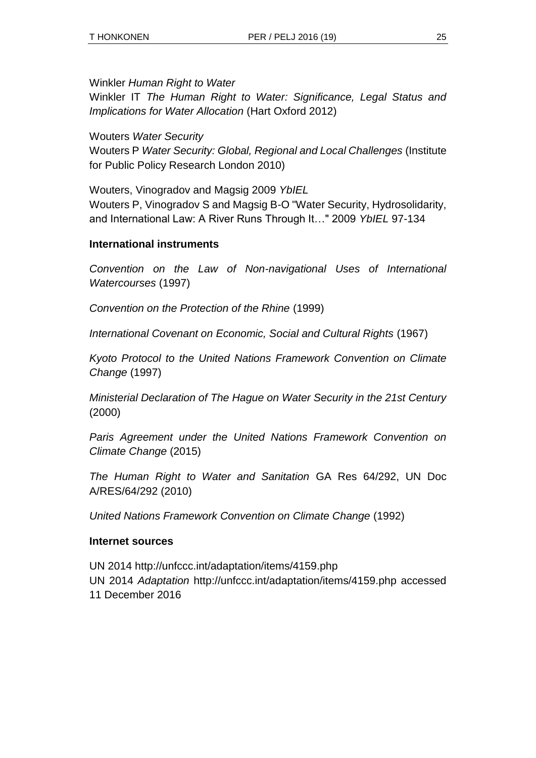Winkler *Human Right to Water*
Winkler IT *The Human Right to Water: Significance, Legal Status and Implications for Water Allocation* (Hart Oxford 2012)

Wouters *Water Security*
Wouters P *Water Security: Global, Regional and Local Challenges* (Institute for Public Policy Research London 2010)

Wouters, Vinogradov and Magsig 2009 *YbIEL*
Wouters P, Vinogradov S and Magsig B-O "Water Security, Hydrosolidarity, and International Law: A River Runs Through It…" 2009 *YbIEL* 97-134

**International instruments**

*Convention on the Law of Non-navigational Uses of International Watercourses* (1997)

*Convention on the Protection of the Rhine* (1999)

*International Covenant on Economic, Social and Cultural Rights* (1967)

*Kyoto Protocol to the United Nations Framework Convention on Climate Change* (1997)

*Ministerial Declaration of The Hague on Water Security in the 21st Century* (2000)

*Paris Agreement under the United Nations Framework Convention on Climate Change* (2015)

*The Human Right to Water and Sanitation* GA Res 64/292, UN Doc A/RES/64/292 (2010)

*United Nations Framework Convention on Climate Change* (1992)

**Internet sources**

UN 2014 http://unfccc.int/adaptation/items/4159.php
UN 2014 *Adaptation* http://unfccc.int/adaptation/items/4159.php accessed 11 December 2016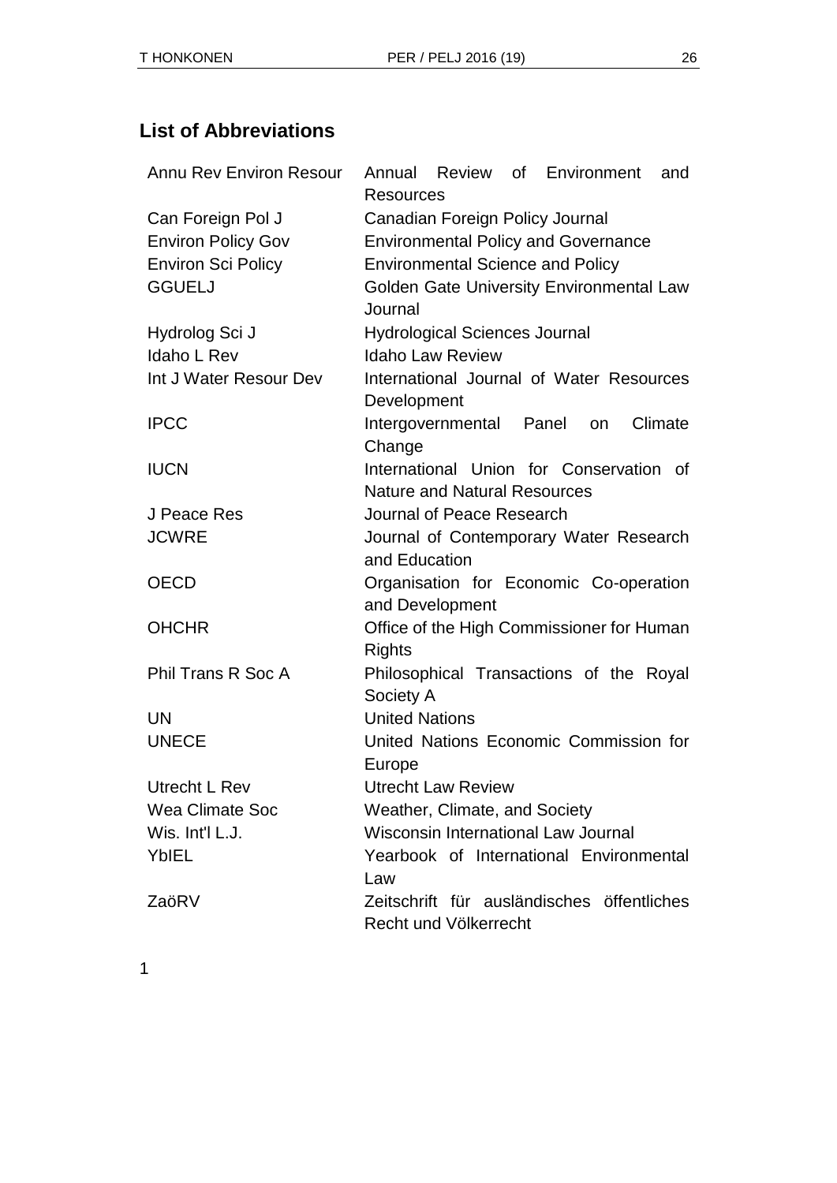## List of Abbreviations

| | |
|---|---|
| Annu Rev Environ Resour | Annual Review of Environment and Resources |
| Can Foreign Pol J | Canadian Foreign Policy Journal |
| Environ Policy Gov | Environmental Policy and Governance |
| Environ Sci Policy | Environmental Science and Policy |
| GGUELJ | Golden Gate University Environmental Law Journal |
| Hydrolog Sci J | Hydrological Sciences Journal |
| Idaho L Rev | Idaho Law Review |
| Int J Water Resour Dev | International Journal of Water Resources Development |
| IPCC | Intergovernmental Panel on Climate Change |
| IUCN | International Union for Conservation of Nature and Natural Resources |
| J Peace Res | Journal of Peace Research |
| JCWRE | Journal of Contemporary Water Research and Education |
| OECD | Organisation for Economic Co-operation and Development |
| OHCHR | Office of the High Commissioner for Human Rights |
| Phil Trans R Soc A | Philosophical Transactions of the Royal Society A |
| UN | United Nations |
| UNECE | United Nations Economic Commission for Europe |
| Utrecht L Rev | Utrecht Law Review |
| Wea Climate Soc | Weather, Climate, and Society |
| Wis. Int'l L.J. | Wisconsin International Law Journal |
| YbIEL | Yearbook of International Environmental Law |
| ZaöRV | Zeitschrift für ausländisches öffentliches Recht und Völkerrecht |

1